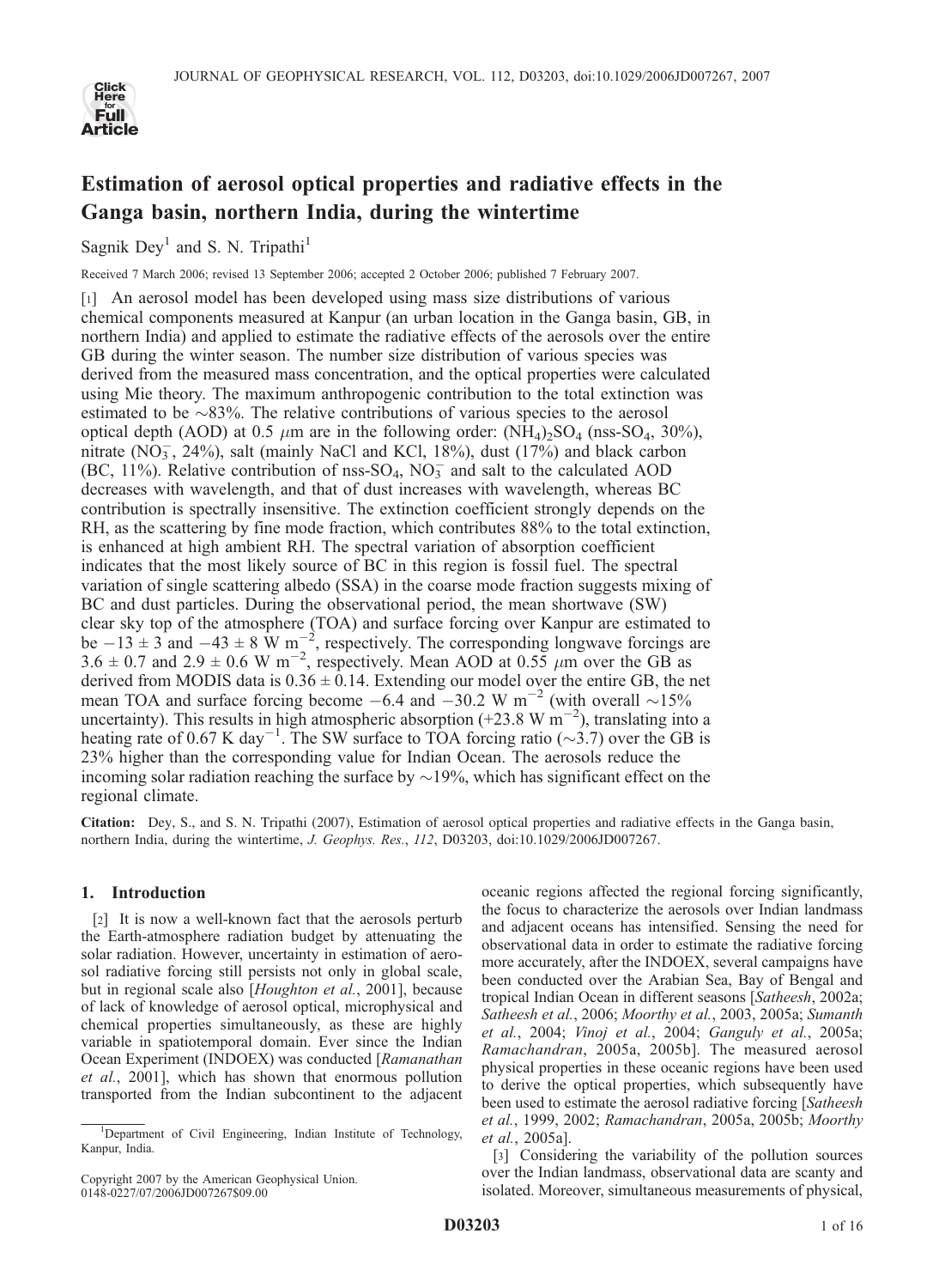# Estimation of aerosol optical properties and radiative effects in the Ganga basin, northern India, during the wintertime

Sagnik Dey[1] and S. N. Tripathi[1]

Received 7 March 2006; revised 13 September 2006; accepted 2 October 2006; published 7 February 2007.

[1] An aerosol model has been developed using mass size distributions of various chemical components measured at Kanpur (an urban location in the Ganga basin, GB, in northern India) and applied to estimate the radiative effects of the aerosols over the entire GB during the winter season. The number size distribution of various species was derived from the measured mass concentration, and the optical properties were calculated using Mie theory. The maximum anthropogenic contribution to the total extinction was estimated to be ~83%. The relative contributions of various species to the aerosol optical depth (AOD) at 0.5 $\mu$m are in the following order: $(NH_4)_2SO_4$ (nss-$SO_4$, 30%), nitrate ($NO_3^-$, 24%), salt (mainly NaCl and KCl, 18%), dust (17%) and black carbon (BC, 11%). Relative contribution of nss-$SO_4$, $NO_3^-$ and salt to the calculated AOD decreases with wavelength, and that of dust increases with wavelength, whereas BC contribution is spectrally insensitive. The extinction coefficient strongly depends on the RH, as the scattering by fine mode fraction, which contributes 88% to the total extinction, is enhanced at high ambient RH. The spectral variation of absorption coefficient indicates that the most likely source of BC in this region is fossil fuel. The spectral variation of single scattering albedo (SSA) in the coarse mode fraction suggests mixing of BC and dust particles. During the observational period, the mean shortwave (SW) clear sky top of the atmosphere (TOA) and surface forcing over Kanpur are estimated to be $-13 \pm 3$ and $-43 \pm 8$ W m$^{-2}$, respectively. The corresponding longwave forcings are $3.6 \pm 0.7$ and $2.9 \pm 0.6$ W m$^{-2}$, respectively. Mean AOD at 0.55 $\mu$m over the GB as derived from MODIS data is $0.36 \pm 0.14$. Extending our model over the entire GB, the net mean TOA and surface forcing become $-6.4$ and $-30.2$ W m$^{-2}$ (with overall ~15% uncertainty). This results in high atmospheric absorption (+23.8 W m$^{-2}$), translating into a heating rate of 0.67 K day$^{-1}$. The SW surface to TOA forcing ratio (~3.7) over the GB is 23% higher than the corresponding value for Indian Ocean. The aerosols reduce the incoming solar radiation reaching the surface by ~19%, which has significant effect on the regional climate.

**Citation:** Dey, S., and S. N. Tripathi (2007), Estimation of aerosol optical properties and radiative effects in the Ganga basin, northern India, during the wintertime, *J. Geophys. Res.*, *112*, D03203, doi:10.1029/2006JD007267.

## 1. Introduction

[2] It is now a well-known fact that the aerosols perturb the Earth-atmosphere radiation budget by attenuating the solar radiation. However, uncertainty in estimation of aerosol radiative forcing still persists not only in global scale, but in regional scale also [*Houghton et al.*, 2001], because of lack of knowledge of aerosol optical, microphysical and chemical properties simultaneously, as these are highly variable in spatiotemporal domain. Ever since the Indian Ocean Experiment (INDOEX) was conducted [*Ramanathan et al.*, 2001], which has shown that enormous pollution transported from the Indian subcontinent to the adjacent oceanic regions affected the regional forcing significantly, the focus to characterize the aerosols over Indian landmass and adjacent oceans has intensified. Sensing the need for observational data in order to estimate the radiative forcing more accurately, after the INDOEX, several campaigns have been conducted over the Arabian Sea, Bay of Bengal and tropical Indian Ocean in different seasons [*Satheesh*, 2002a; *Satheesh et al.*, 2006; *Moorthy et al.*, 2003, 2005a; *Sumanth et al.*, 2004; *Vinoj et al.*, 2004; *Ganguly et al.*, 2005a; *Ramachandran*, 2005a, 2005b]. The measured aerosol physical properties in these oceanic regions have been used to derive the optical properties, which subsequently have been used to estimate the aerosol radiative forcing [*Satheesh et al.*, 1999, 2002; *Ramachandran*, 2005a, 2005b; *Moorthy et al.*, 2005a].

[3] Considering the variability of the pollution sources over the Indian landmass, observational data are scanty and isolated. Moreover, simultaneous measurements of physical,

[1] Department of Civil Engineering, Indian Institute of Technology, Kanpur, India.

Copyright 2007 by the American Geophysical Union.
0148-0227/07/2006JD007267$09.00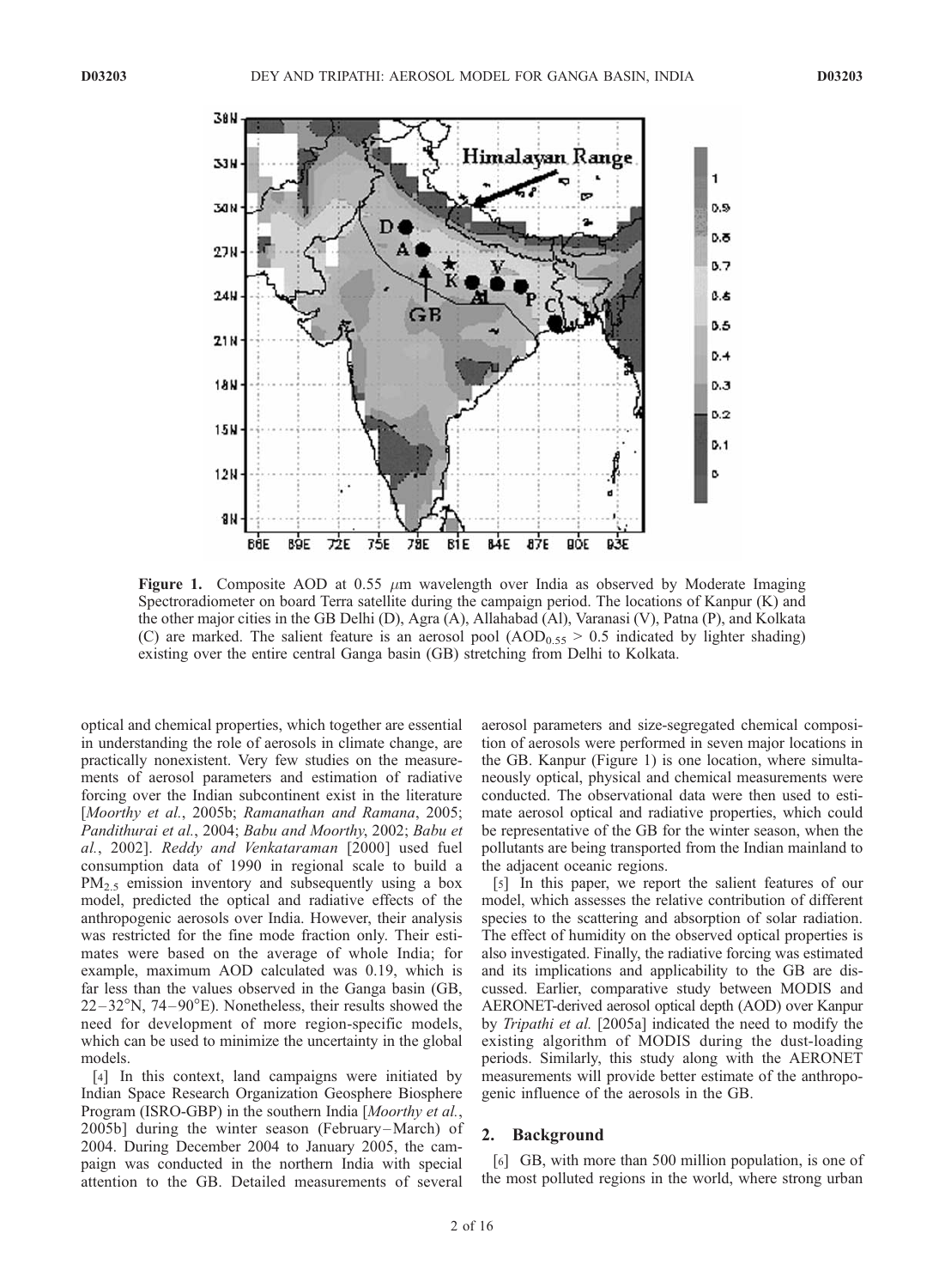**Figure 1.** Composite AOD at 0.55 $\mu$m wavelength over India as observed by Moderate Imaging Spectroradiometer on board Terra satellite during the campaign period. The locations of Kanpur (K) and the other major cities in the GB Delhi (D), Agra (A), Allahabad (Al), Varanasi (V), Patna (P), and Kolkata (C) are marked. The salient feature is an aerosol pool ($AOD_{0.55} > 0.5$ indicated by lighter shading) existing over the entire central Ganga basin (GB) stretching from Delhi to Kolkata.

optical and chemical properties, which together are essential in understanding the role of aerosols in climate change, are practically nonexistent. Very few studies on the measurements of aerosol parameters and estimation of radiative forcing over the Indian subcontinent exist in the literature [*Moorthy et al.*, 2005b; *Ramanathan and Ramana*, 2005; *Pandithurai et al.*, 2004; *Babu and Moorthy*, 2002; *Babu et al.*, 2002]. *Reddy and Venkataraman* [2000] used fuel consumption data of 1990 in regional scale to build a $PM_{2.5}$ emission inventory and subsequently using a box model, predicted the optical and radiative effects of the anthropogenic aerosols over India. However, their analysis was restricted for the fine mode fraction only. Their estimates were based on the average of whole India; for example, maximum AOD calculated was 0.19, which is far less than the values observed in the Ganga basin (GB, 22–32°N, 74–90°E). Nonetheless, their results showed the need for development of more region-specific models, which can be used to minimize the uncertainty in the global models.

[4] In this context, land campaigns were initiated by Indian Space Research Organization Geosphere Biosphere Program (ISRO-GBP) in the southern India [*Moorthy et al.*, 2005b] during the winter season (February–March) of 2004. During December 2004 to January 2005, the campaign was conducted in the northern India with special attention to the GB. Detailed measurements of several aerosol parameters and size-segregated chemical composition of aerosols were performed in seven major locations in the GB. Kanpur (Figure 1) is one location, where simultaneously optical, physical and chemical measurements were conducted. The observational data were then used to estimate aerosol optical and radiative properties, which could be representative of the GB for the winter season, when the pollutants are being transported from the Indian mainland to the adjacent oceanic regions.

[5] In this paper, we report the salient features of our model, which assesses the relative contribution of different species to the scattering and absorption of solar radiation. The effect of humidity on the observed optical properties is also investigated. Finally, the radiative forcing was estimated and its implications and applicability to the GB are discussed. Earlier, comparative study between MODIS and AERONET-derived aerosol optical depth (AOD) over Kanpur by *Tripathi et al.* [2005a] indicated the need to modify the existing algorithm of MODIS during the dust-loading periods. Similarly, this study along with the AERONET measurements will provide better estimate of the anthropogenic influence of the aerosols in the GB.

## 2. Background

[6] GB, with more than 500 million population, is one of the most polluted regions in the world, where strong urban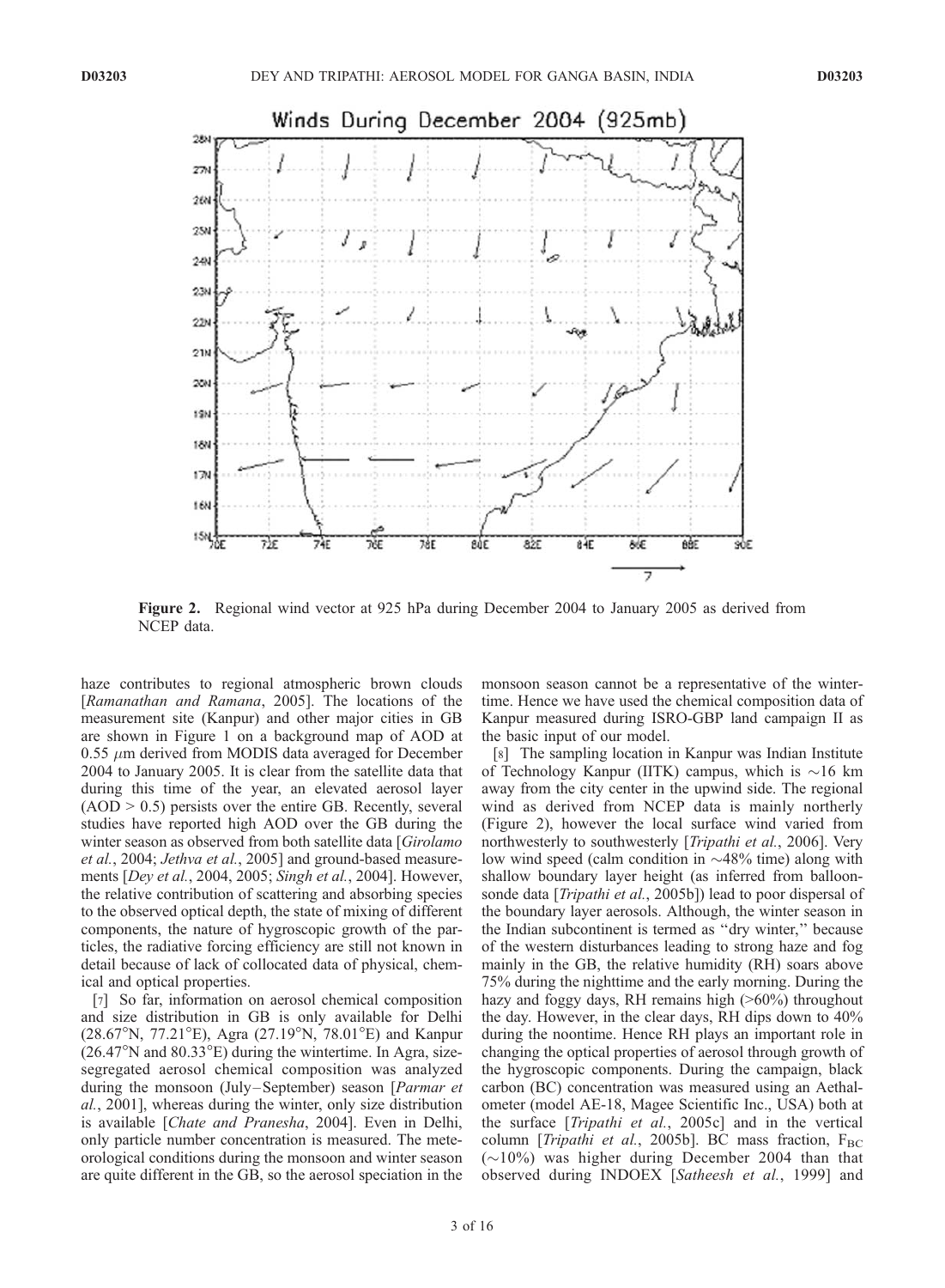**Figure 2.** Regional wind vector at 925 hPa during December 2004 to January 2005 as derived from NCEP data.

haze contributes to regional atmospheric brown clouds [*Ramanathan and Ramana*, 2005]. The locations of the measurement site (Kanpur) and other major cities in GB are shown in Figure 1 on a background map of AOD at 0.55 $\mu$m derived from MODIS data averaged for December 2004 to January 2005. It is clear from the satellite data that during this time of the year, an elevated aerosol layer (AOD > 0.5) persists over the entire GB. Recently, several studies have reported high AOD over the GB during the winter season as observed from both satellite data [*Girolamo et al.*, 2004; *Jethva et al.*, 2005] and ground-based measurements [*Dey et al.*, 2004, 2005; *Singh et al.*, 2004]. However, the relative contribution of scattering and absorbing species to the observed optical depth, the state of mixing of different components, the nature of hygroscopic growth of the particles, the radiative forcing efficiency are still not known in detail because of lack of collocated data of physical, chemical and optical properties.

[7] So far, information on aerosol chemical composition and size distribution in GB is only available for Delhi (28.67°N, 77.21°E), Agra (27.19°N, 78.01°E) and Kanpur (26.47°N and 80.33°E) during the wintertime. In Agra, size-segregated aerosol chemical composition was analyzed during the monsoon (July–September) season [*Parmar et al.*, 2001], whereas during the winter, only size distribution is available [*Chate and Pranesha*, 2004]. Even in Delhi, only particle number concentration is measured. The meteorological conditions during the monsoon and winter season are quite different in the GB, so the aerosol speciation in the monsoon season cannot be a representative of the wintertime. Hence we have used the chemical composition data of Kanpur measured during ISRO-GBP land campaign II as the basic input of our model.

[8] The sampling location in Kanpur was Indian Institute of Technology Kanpur (IITK) campus, which is ~16 km away from the city center in the upwind side. The regional wind as derived from NCEP data is mainly northerly (Figure 2), however the local surface wind varied from northwesterly to southwesterly [*Tripathi et al.*, 2006]. Very low wind speed (calm condition in ~48% time) along with shallow boundary layer height (as inferred from balloonsonde data [*Tripathi et al.*, 2005b]) lead to poor dispersal of the boundary layer aerosols. Although, the winter season in the Indian subcontinent is termed as "dry winter," because of the western disturbances leading to strong haze and fog mainly in the GB, the relative humidity (RH) soars above 75% during the nighttime and the early morning. During the hazy and foggy days, RH remains high (>60%) throughout the day. However, in the clear days, RH dips down to 40% during the noontime. Hence RH plays an important role in changing the optical properties of aerosol through growth of the hygroscopic components. During the campaign, black carbon (BC) concentration was measured using an Aethalometer (model AE-18, Magee Scientific Inc., USA) both at the surface [*Tripathi et al.*, 2005c] and in the vertical column [*Tripathi et al.*, 2005b]. BC mass fraction, $F_{BC}$ (~10%) was higher during December 2004 than that observed during INDOEX [*Satheesh et al.*, 1999] and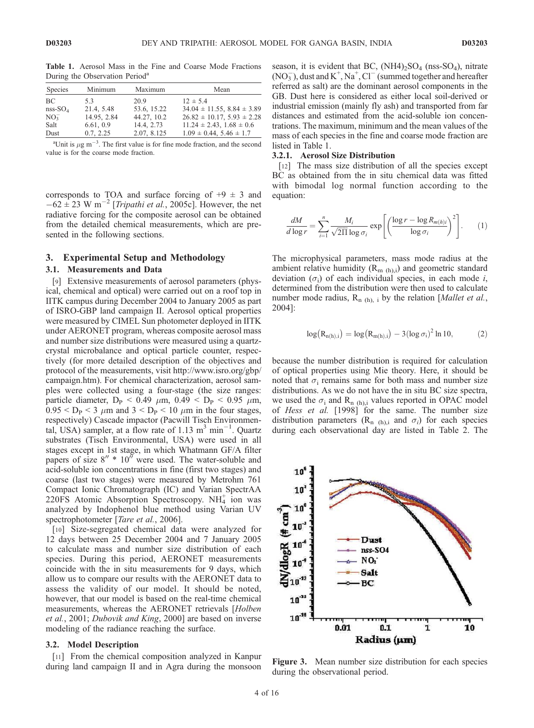**Table 1.** Aerosol Mass in the Fine and Coarse Mode Fractions During the Observation Period[a]

| Species | Minimum | Maximum | Mean |
|---|---|---|---|
| BC | 5.3 | 20.9 | $12 \pm 5.4$ |
| nss-$SO_4$ | 21.4, 5.48 | 53.6, 15.22 | $34.04 \pm 11.55$, $8.84 \pm 3.89$ |
| $NO_3^-$ | 14.95, 2.84 | 44.27, 10.2 | $26.82 \pm 10.17$, $5.93 \pm 2.28$ |
| Salt | 6.61, 0.9 | 14.4, 2.73 | $11.24 \pm 2.43$, $1.68 \pm 0.6$ |
| Dust | 0.7, 2.25 | 2.07, 8.125 | $1.09 \pm 0.44$, $5.46 \pm 1.7$ |

[a]Unit is $\mu g\ m^{-3}$. The first value is for fine mode fraction, and the second value is for the coarse mode fraction.

corresponds to TOA and surface forcing of $+9 \pm 3$ and $-62 \pm 23$ W $m^{-2}$ [*Tripathi et al.*, 2005c]. However, the net radiative forcing for the composite aerosol can be obtained from the detailed chemical measurements, which are presented in the following sections.

## 3. Experimental Setup and Methodology

### 3.1. Measurements and Data

[9] Extensive measurements of aerosol parameters (physical, chemical and optical) were carried out on a roof top in IITK campus during December 2004 to January 2005 as part of ISRO-GBP land campaign II. Aerosol optical properties were measured by CIMEL Sun photometer deployed in IITK under AERONET program, whereas composite aerosol mass and number size distributions were measured using a quartz-crystal microbalance and optical particle counter, respectively (for more detailed description of the objectives and protocol of the measurements, visit http://www.isro.org/gbp/campaign.htm). For chemical characterization, aerosol samples were collected using a four-stage (the size ranges: particle diameter, $D_P < 0.49$ $\mu$m, $0.49 < D_P < 0.95$ $\mu$m, $0.95 < D_P < 3$ $\mu$m and $3 < D_P < 10$ $\mu$m in the four stages, respectively) Cascade impactor (Pacwill Tisch Environmental, USA) sampler, at a flow rate of 1.13 $m^3$ $min^{-1}$. Quartz substrates (Tisch Environmental, USA) were used in all stages except in 1st stage, in which Whatmann GF/A filter papers of size 8″ * 10″ were used. The water-soluble and acid-soluble ion concentrations in fine (first two stages) and coarse (last two stages) were measured by Metrohm 761 Compact Ionic Chromatograph (IC) and Varian SpectrAA 220FS Atomic Absorption Spectroscopy. $NH_4^+$ ion was analyzed by Indophenol blue method using Varian UV spectrophotometer [*Tare et al.*, 2006].

[10] Size-segregated chemical data were analyzed for 12 days between 25 December 2004 and 7 January 2005 to calculate mass and number size distribution of each species. During this period, AERONET measurements coincide with the in situ measurements for 9 days, which allow us to compare our results with the AERONET data to assess the validity of our model. It should be noted, however, that our model is based on the real-time chemical measurements, whereas the AERONET retrievals [*Holben et al.*, 2001; *Dubovik and King*, 2000] are based on inverse modeling of the radiance reaching the surface.

### 3.2. Model Description

[11] From the chemical composition analyzed in Kanpur during land campaign II and in Agra during the monsoon season, it is evident that BC, $(NH4)_2SO_4$ (nss-$SO_4$), nitrate ($NO_3^-$), dust and $K^+$, $Na^+$, $Cl^-$ (summed together and hereafter referred as salt) are the dominant aerosol components in the GB. Dust here is considered as either local soil-derived or industrial emission (mainly fly ash) and transported from far distances and estimated from the acid-soluble ion concentrations. The maximum, minimum and the mean values of the mass of each species in the fine and coarse mode fraction are listed in Table 1.

#### 3.2.1. Aerosol Size Distribution

[12] The mass size distribution of all the species except BC as obtained from the in situ chemical data was fitted with bimodal log normal function according to the equation:

$$\frac{dM}{d\log r} = \sum_{i=1}^{n} \frac{M_i}{\sqrt{2\Pi}\log\sigma_i} \exp\left[\left(\frac{\log r - \log R_{m(h)i}}{\log\sigma_i}\right)^2\right]. \quad (1)$$

The microphysical parameters, mass mode radius at the ambient relative humidity ($R_{m\ (h),i}$) and geometric standard deviation ($\sigma_i$) of each individual species, in each mode $i$, determined from the distribution were then used to calculate number mode radius, $R_{n\ (h),\ i}$ by the relation [*Mallet et al.*, 2004]:

$$\log(R_{n(h),i}) = \log(R_{m(h),i}) - 3(\log\sigma_i)^2 \ln 10, \quad (2)$$

because the number distribution is required for calculation of optical properties using Mie theory. Here, it should be noted that $\sigma_i$ remains same for both mass and number size distributions. As we do not have the in situ BC size spectra, we used the $\sigma_i$ and $R_{n\ (h),i}$ values reported in OPAC model of *Hess et al.* [1998] for the same. The number size distribution parameters ($R_{n\ (h),i}$ and $\sigma_i$) for each species during each observational day are listed in Table 2. The

**Figure 3.** Mean number size distribution for each species during the observational period.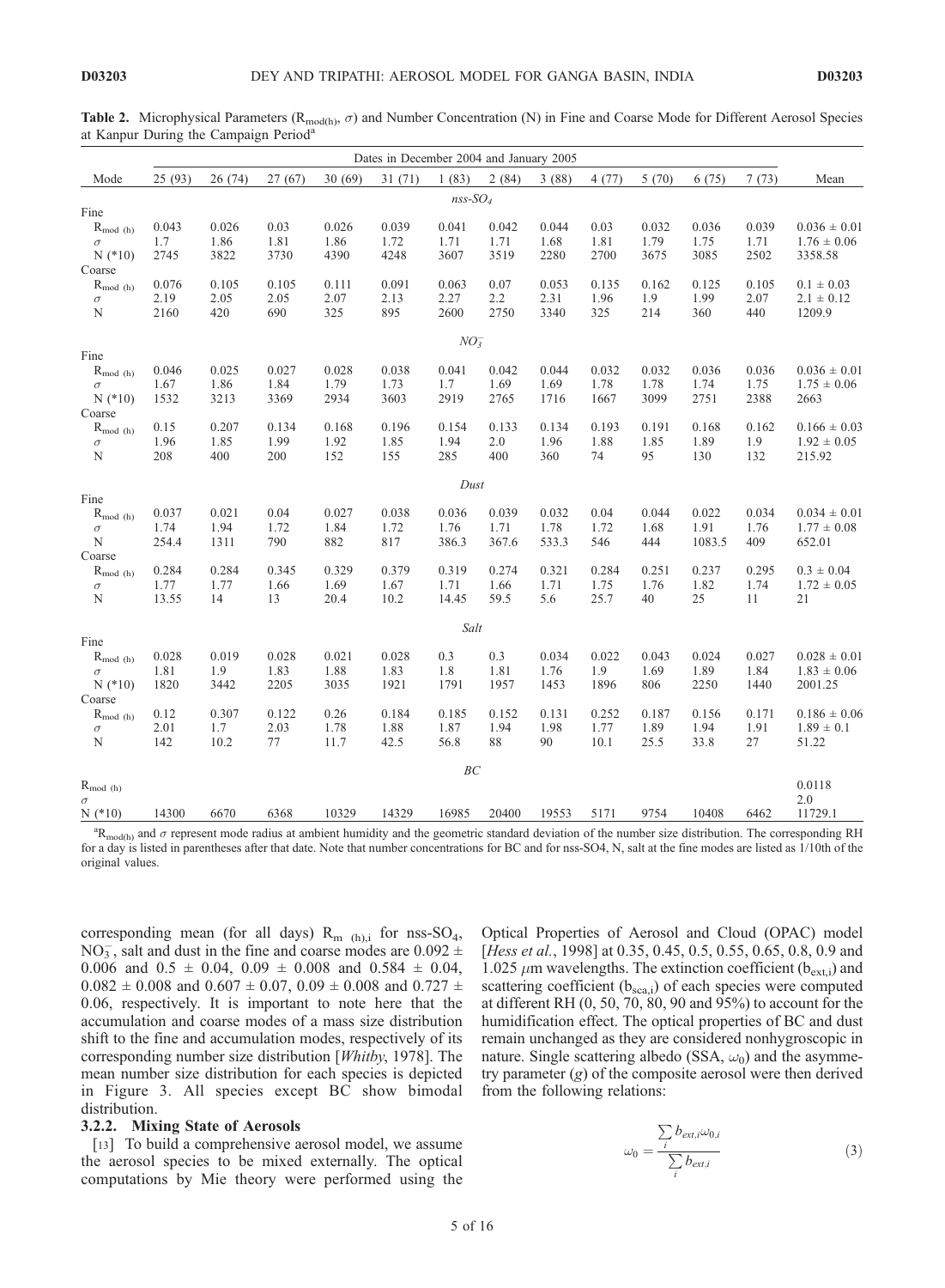**Table 2.** Microphysical Parameters ($R_{mod(h)}$, $\sigma$) and Number Concentration (N) in Fine and Coarse Mode for Different Aerosol Species at Kanpur During the Campaign Period[a]

| Mode | Dates in December 2004 and January 2005 | | | | | | | | | | | | Mean |
|---|---|---|---|---|---|---|---|---|---|---|---|---|---|
| | 25 (93) | 26 (74) | 27 (67) | 30 (69) | 31 (71) | 1 (83) | 2 (84) | 3 (88) | 4 (77) | 5 (70) | 6 (75) | 7 (73) | |
| | | | | | | *nss-SO$_4$* | | | | | | | |
| Fine | | | | | | | | | | | | | |
| $R_{mod\ (h)}$ | 0.043 | 0.026 | 0.03 | 0.026 | 0.039 | 0.041 | 0.042 | 0.044 | 0.03 | 0.032 | 0.036 | 0.039 | 0.036 ± 0.01 |
| $\sigma$ | 1.7 | 1.86 | 1.81 | 1.86 | 1.72 | 1.71 | 1.71 | 1.68 | 1.81 | 1.79 | 1.75 | 1.71 | 1.76 ± 0.06 |
| N (*10) | 2745 | 3822 | 3730 | 4390 | 4248 | 3607 | 3519 | 2280 | 2700 | 3675 | 3085 | 2502 | 3358.58 |
| Coarse | | | | | | | | | | | | | |
| $R_{mod\ (h)}$ | 0.076 | 0.105 | 0.105 | 0.111 | 0.091 | 0.063 | 0.07 | 0.053 | 0.135 | 0.162 | 0.125 | 0.105 | 0.1 ± 0.03 |
| $\sigma$ | 2.19 | 2.05 | 2.05 | 2.07 | 2.13 | 2.27 | 2.2 | 2.31 | 1.96 | 1.9 | 1.99 | 2.07 | 2.1 ± 0.12 |
| N | 2160 | 420 | 690 | 325 | 895 | 2600 | 2750 | 3340 | 325 | 214 | 360 | 440 | 1209.9 |
| | | | | | | *NO$_3^-$* | | | | | | | |
| Fine | | | | | | | | | | | | | |
| $R_{mod\ (h)}$ | 0.046 | 0.025 | 0.027 | 0.028 | 0.038 | 0.041 | 0.042 | 0.044 | 0.032 | 0.032 | 0.036 | 0.036 | 0.036 ± 0.01 |
| $\sigma$ | 1.67 | 1.86 | 1.84 | 1.79 | 1.73 | 1.7 | 1.69 | 1.69 | 1.78 | 1.78 | 1.74 | 1.75 | 1.75 ± 0.06 |
| N (*10) | 1532 | 3213 | 3369 | 2934 | 3603 | 2919 | 2765 | 1716 | 1667 | 3099 | 2751 | 2388 | 2663 |
| Coarse | | | | | | | | | | | | | |
| $R_{mod\ (h)}$ | 0.15 | 0.207 | 0.134 | 0.168 | 0.196 | 0.154 | 0.133 | 0.134 | 0.193 | 0.191 | 0.168 | 0.162 | 0.166 ± 0.03 |
| $\sigma$ | 1.96 | 1.85 | 1.99 | 1.92 | 1.85 | 1.94 | 2.0 | 1.96 | 1.88 | 1.85 | 1.89 | 1.9 | 1.92 ± 0.05 |
| N | 208 | 400 | 200 | 152 | 155 | 285 | 400 | 360 | 74 | 95 | 130 | 132 | 215.92 |
| | | | | | | *Dust* | | | | | | | |
| Fine | | | | | | | | | | | | | |
| $R_{mod\ (h)}$ | 0.037 | 0.021 | 0.04 | 0.027 | 0.038 | 0.036 | 0.039 | 0.032 | 0.04 | 0.044 | 0.022 | 0.034 | 0.034 ± 0.01 |
| $\sigma$ | 1.74 | 1.94 | 1.72 | 1.84 | 1.72 | 1.76 | 1.71 | 1.78 | 1.72 | 1.68 | 1.91 | 1.76 | 1.77 ± 0.08 |
| N | 254.4 | 1311 | 790 | 882 | 817 | 386.3 | 367.6 | 533.3 | 546 | 444 | 1083.5 | 409 | 652.01 |
| Coarse | | | | | | | | | | | | | |
| $R_{mod\ (h)}$ | 0.284 | 0.284 | 0.345 | 0.329 | 0.379 | 0.319 | 0.274 | 0.321 | 0.284 | 0.251 | 0.237 | 0.295 | 0.3 ± 0.04 |
| $\sigma$ | 1.77 | 1.77 | 1.66 | 1.69 | 1.67 | 1.71 | 1.66 | 1.71 | 1.75 | 1.76 | 1.82 | 1.74 | 1.72 ± 0.05 |
| N | 13.55 | 14 | 13 | 20.4 | 10.2 | 14.45 | 59.5 | 5.6 | 25.7 | 40 | 25 | 11 | 21 |
| | | | | | | *Salt* | | | | | | | |
| Fine | | | | | | | | | | | | | |
| $R_{mod\ (h)}$ | 0.028 | 0.019 | 0.028 | 0.021 | 0.028 | 0.3 | 0.3 | 0.034 | 0.022 | 0.043 | 0.024 | 0.027 | 0.028 ± 0.01 |
| $\sigma$ | 1.81 | 1.9 | 1.83 | 1.88 | 1.83 | 1.8 | 1.81 | 1.76 | 1.9 | 1.69 | 1.89 | 1.84 | 1.83 ± 0.06 |
| N (*10) | 1820 | 3442 | 2205 | 3035 | 1921 | 1791 | 1957 | 1453 | 1896 | 806 | 2250 | 1440 | 2001.25 |
| Coarse | | | | | | | | | | | | | |
| $R_{mod\ (h)}$ | 0.12 | 0.307 | 0.122 | 0.26 | 0.184 | 0.185 | 0.152 | 0.131 | 0.252 | 0.187 | 0.156 | 0.171 | 0.186 ± 0.06 |
| $\sigma$ | 2.01 | 1.7 | 2.03 | 1.78 | 1.88 | 1.87 | 1.94 | 1.98 | 1.77 | 1.89 | 1.94 | 1.91 | 1.89 ± 0.1 |
| N | 142 | 10.2 | 77 | 11.7 | 42.5 | 56.8 | 88 | 90 | 10.1 | 25.5 | 33.8 | 27 | 51.22 |
| | | | | | | *BC* | | | | | | | |
| $R_{mod\ (h)}$ | | | | | | | | | | | | | 0.0118 |
| $\sigma$ | | | | | | | | | | | | | 2.0 |
| N (*10) | 14300 | 6670 | 6368 | 10329 | 14329 | 16985 | 20400 | 19553 | 5171 | 9754 | 10408 | 6462 | 11729.1 |

[a]$R_{mod(h)}$ and $\sigma$ represent mode radius at ambient humidity and the geometric standard deviation of the number size distribution. The corresponding RH for a day is listed in parentheses after that date. Note that number concentrations for BC and for nss-SO4, N, salt at the fine modes are listed as 1/10th of the original values.

corresponding mean (for all days) $R_{m\ (h),i}$ for nss-$SO_4$, $NO_3^-$, salt and dust in the fine and coarse modes are 0.092 ± 0.006 and 0.5 ± 0.04, 0.09 ± 0.008 and 0.584 ± 0.04, 0.082 ± 0.008 and 0.607 ± 0.07, 0.09 ± 0.008 and 0.727 ± 0.06, respectively. It is important to note here that the accumulation and coarse modes of a mass size distribution shift to the fine and accumulation modes, respectively of its corresponding number size distribution [*Whitby*, 1978]. The mean number size distribution for each species is depicted in Figure 3. All species except BC show bimodal distribution.

#### 3.2.2. Mixing State of Aerosols

[13] To build a comprehensive aerosol model, we assume the aerosol species to be mixed externally. The optical computations by Mie theory were performed using the Optical Properties of Aerosol and Cloud (OPAC) model [*Hess et al.*, 1998] at 0.35, 0.45, 0.5, 0.55, 0.65, 0.8, 0.9 and 1.025 $\mu$m wavelengths. The extinction coefficient ($b_{ext,i}$) and scattering coefficient ($b_{sca,i}$) of each species were computed at different RH (0, 50, 70, 80, 90 and 95%) to account for the humidification effect. The optical properties of BC and dust remain unchanged as they are considered nonhygroscopic in nature. Single scattering albedo (SSA, $\omega_0$) and the asymmetry parameter ($g$) of the composite aerosol were then derived from the following relations:

$$\omega_0 = \frac{\sum_i b_{ext,i}\omega_{0,i}}{\sum_i b_{ext,i}} \tag{3}$$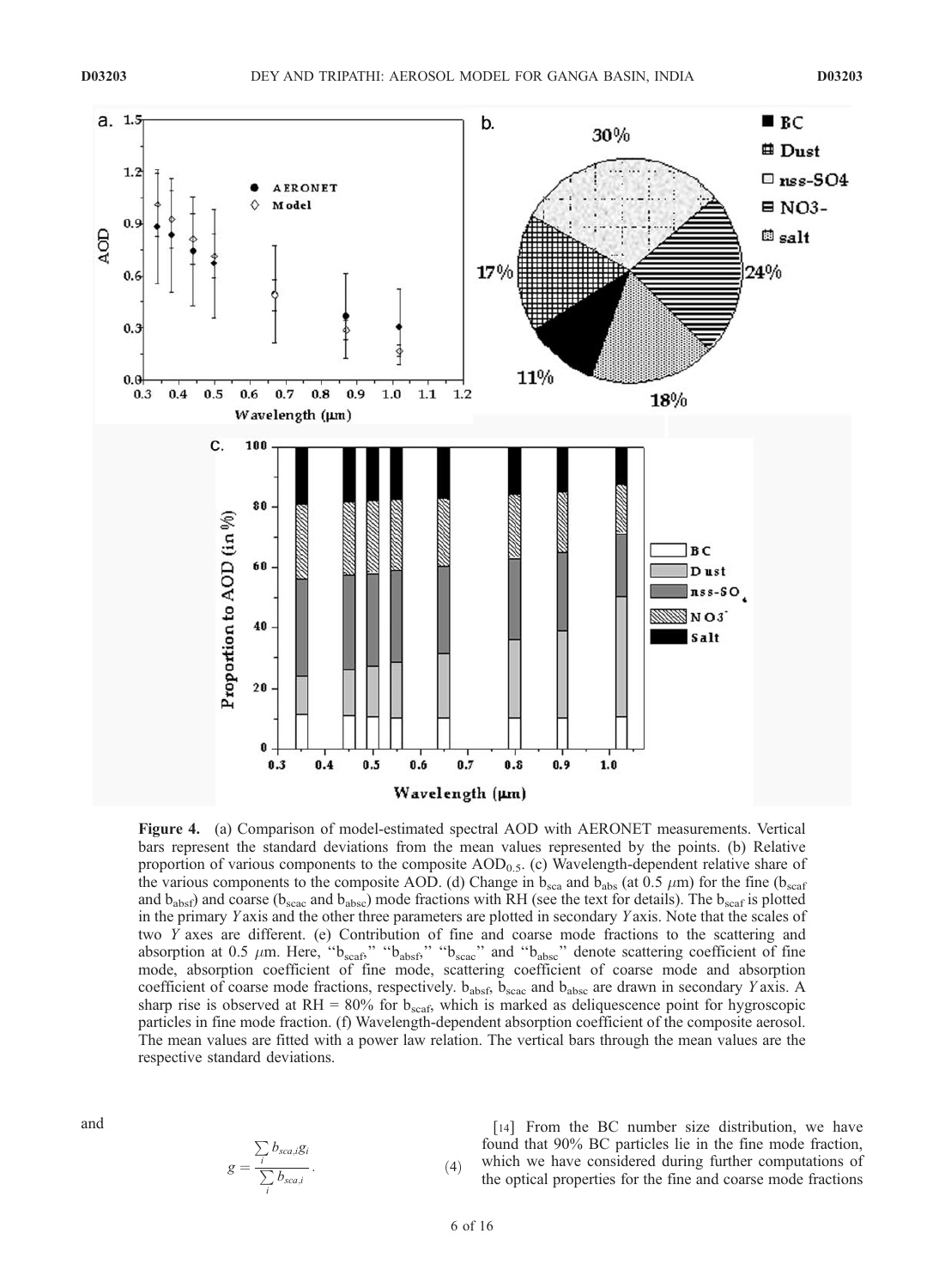**Figure 4.** (a) Comparison of model-estimated spectral AOD with AERONET measurements. Vertical bars represent the standard deviations from the mean values represented by the points. (b) Relative proportion of various components to the composite $AOD_{0.5}$. (c) Wavelength-dependent relative share of the various components to the composite AOD. (d) Change in $b_{sca}$ and $b_{abs}$ (at 0.5 $\mu$m) for the fine ($b_{scaf}$ and $b_{absf}$) and coarse ($b_{scac}$ and $b_{absc}$) mode fractions with RH (see the text for details). The $b_{scaf}$ is plotted in the primary *Y* axis and the other three parameters are plotted in secondary *Y* axis. Note that the scales of two *Y* axes are different. (e) Contribution of fine and coarse mode fractions to the scattering and absorption at 0.5 $\mu$m. Here, "$b_{scaf}$," "$b_{absf}$," "$b_{scac}$" and "$b_{absc}$" denote scattering coefficient of fine mode, absorption coefficient of fine mode, scattering coefficient of coarse mode and absorption coefficient of coarse mode fractions, respectively. $b_{absf}$, $b_{scac}$ and $b_{absc}$ are drawn in secondary *Y* axis. A sharp rise is observed at RH = 80% for $b_{scaf}$, which is marked as deliquescence point for hygroscopic particles in fine mode fraction. (f) Wavelength-dependent absorption coefficient of the composite aerosol. The mean values are fitted with a power law relation. The vertical bars through the mean values are the respective standard deviations.

and

$$g = \frac{\sum_i b_{sca,i} g_i}{\sum_i b_{sca,i}}. \quad (4)$$

[14] From the BC number size distribution, we have found that 90% BC particles lie in the fine mode fraction, which we have considered during further computations of the optical properties for the fine and coarse mode fractions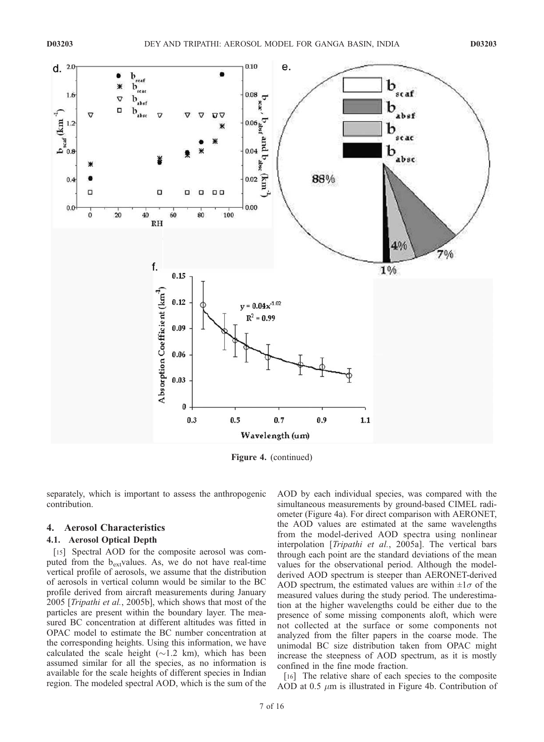Figure 4. (continued)

separately, which is important to assess the anthropogenic contribution.

## 4. Aerosol Characteristics

### 4.1. Aerosol Optical Depth

[15] Spectral AOD for the composite aerosol was computed from the $b_{ext}$values. As, we do not have real-time vertical profile of aerosols, we assume that the distribution of aerosols in vertical column would be similar to the BC profile derived from aircraft measurements during January 2005 [*Tripathi et al.*, 2005b], which shows that most of the particles are present within the boundary layer. The measured BC concentration at different altitudes was fitted in OPAC model to estimate the BC number concentration at the corresponding heights. Using this information, we have calculated the scale height (~1.2 km), which has been assumed similar for all the species, as no information is available for the scale heights of different species in Indian region. The modeled spectral AOD, which is the sum of the AOD by each individual species, was compared with the simultaneous measurements by ground-based CIMEL radiometer (Figure 4a). For direct comparison with AERONET, the AOD values are estimated at the same wavelengths from the model-derived AOD spectra using nonlinear interpolation [*Tripathi et al.*, 2005a]. The vertical bars through each point are the standard deviations of the mean values for the observational period. Although the model-derived AOD spectrum is steeper than AERONET-derived AOD spectrum, the estimated values are within $\pm 1\sigma$ of the measured values during the study period. The underestimation at the higher wavelengths could be either due to the presence of some missing components aloft, which were not collected at the surface or some components not analyzed from the filter papers in the coarse mode. The unimodal BC size distribution taken from OPAC might increase the steepness of AOD spectrum, as it is mostly confined in the fine mode fraction.

[16] The relative share of each species to the composite AOD at 0.5 $\mu$m is illustrated in Figure 4b. Contribution of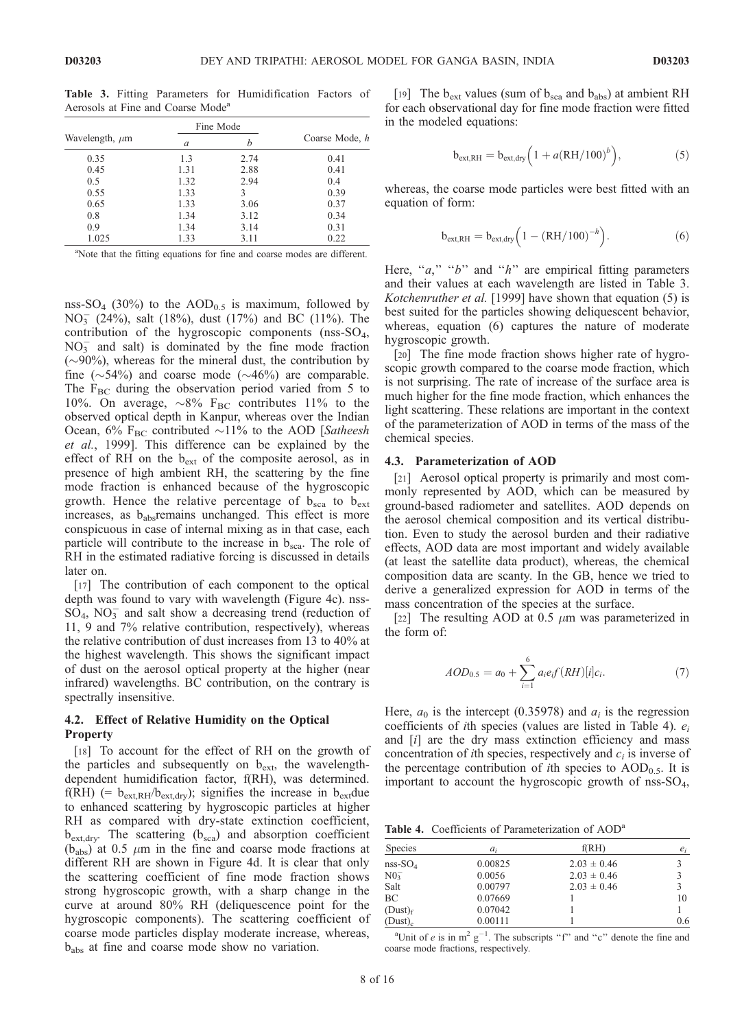**Table 3.** Fitting Parameters for Humidification Factors of Aerosols at Fine and Coarse Mode[a]

| Wavelength, $\mu$m | Fine Mode | | Coarse Mode, $h$ |
|---|---|---|---|
| | $a$ | $b$ | |
| 0.35 | 1.3 | 2.74 | 0.41 |
| 0.45 | 1.31 | 2.88 | 0.41 |
| 0.5 | 1.32 | 2.94 | 0.4 |
| 0.55 | 1.33 | 3 | 0.39 |
| 0.65 | 1.33 | 3.06 | 0.37 |
| 0.8 | 1.34 | 3.12 | 0.34 |
| 0.9 | 1.34 | 3.14 | 0.31 |
| 1.025 | 1.33 | 3.11 | 0.22 |

[a]Note that the fitting equations for fine and coarse modes are different.

nss-$SO_4$ (30%) to the $AOD_{0.5}$ is maximum, followed by $NO_3^-$ (24%), salt (18%), dust (17%) and BC (11%). The contribution of the hygroscopic components (nss-$SO_4$, $NO_3^-$ and salt) is dominated by the fine mode fraction (~90%), whereas for the mineral dust, the contribution by fine (~54%) and coarse mode (~46%) are comparable. The $F_{BC}$ during the observation period varied from 5 to 10%. On average, ~8% $F_{BC}$ contributes 11% to the observed optical depth in Kanpur, whereas over the Indian Ocean, 6% $F_{BC}$ contributed ~11% to the AOD [*Satheesh et al.*, 1999]. This difference can be explained by the effect of RH on the $b_{ext}$ of the composite aerosol, as in presence of high ambient RH, the scattering by the fine mode fraction is enhanced because of the hygroscopic growth. Hence the relative percentage of $b_{sca}$ to $b_{ext}$ increases, as $b_{abs}$ remains unchanged. This effect is more conspicuous in case of internal mixing as in that case, each particle will contribute to the increase in $b_{sca}$. The role of RH in the estimated radiative forcing is discussed in details later on.

[17] The contribution of each component to the optical depth was found to vary with wavelength (Figure 4c). nss-$SO_4$, $NO_3^-$ and salt show a decreasing trend (reduction of 11, 9 and 7% relative contribution, respectively), whereas the relative contribution of dust increases from 13 to 40% at the highest wavelength. This shows the significant impact of dust on the aerosol optical property at the higher (near infrared) wavelengths. BC contribution, on the contrary is spectrally insensitive.

### 4.2. Effect of Relative Humidity on the Optical Property

[18] To account for the effect of RH on the growth of the particles and subsequently on $b_{ext}$, the wavelength-dependent humidification factor, f(RH), was determined. f(RH) (= $b_{ext,RH}/b_{ext,dry}$); signifies the increase in $b_{ext}$ due to enhanced scattering by hygroscopic particles at higher RH as compared with dry-state extinction coefficient, $b_{ext,dry}$. The scattering ($b_{sca}$) and absorption coefficient ($b_{abs}$) at 0.5 $\mu$m in the fine and coarse mode fractions at different RH are shown in Figure 4d. It is clear that only the scattering coefficient of fine mode fraction shows strong hygroscopic growth, with a sharp change in the curve at around 80% RH (deliquescence point for the hygroscopic components). The scattering coefficient of coarse mode particles display moderate increase, whereas, $b_{abs}$ at fine and coarse mode show no variation.

[19] The $b_{ext}$ values (sum of $b_{sca}$ and $b_{abs}$) at ambient RH for each observational day for fine mode fraction were fitted in the modeled equations:

$$b_{ext,RH} = b_{ext,dry}\left(1 + a(\mathrm{RH}/100)^b\right), \tag{5}$$

whereas, the coarse mode particles were best fitted with an equation of form:

$$b_{ext,RH} = b_{ext,dry}\left(1 - (\mathrm{RH}/100)^{-h}\right). \tag{6}$$

Here, "$a$," "$b$" and "$h$" are empirical fitting parameters and their values at each wavelength are listed in Table 3. *Kotchenruther et al.* [1999] have shown that equation (5) is best suited for the particles showing deliquescent behavior, whereas, equation (6) captures the nature of moderate hygroscopic growth.

[20] The fine mode fraction shows higher rate of hygroscopic growth compared to the coarse mode fraction, which is not surprising. The rate of increase of the surface area is much higher for the fine mode fraction, which enhances the light scattering. These relations are important in the context of the parameterization of AOD in terms of the mass of the chemical species.

### 4.3. Parameterization of AOD

[21] Aerosol optical property is primarily and most commonly represented by AOD, which can be measured by ground-based radiometer and satellites. AOD depends on the aerosol chemical composition and its vertical distribution. Even to study the aerosol burden and their radiative effects, AOD data are most important and widely available (at least the satellite data product), whereas, the chemical composition data are scanty. In the GB, hence we tried to derive a generalized expression for AOD in terms of the mass concentration of the species at the surface.

[22] The resulting AOD at 0.5 $\mu$m was parameterized in the form of:

$$AOD_{0.5} = a_0 + \sum_{i=1}^{6} a_i e_i f(RH)[i]c_i. \tag{7}$$

Here, $a_0$ is the intercept (0.35978) and $a_i$ is the regression coefficients of $i$th species (values are listed in Table 4). $e_i$ and $[i]$ are the dry mass extinction efficiency and mass concentration of $i$th species, respectively and $c_i$ is inverse of the percentage contribution of $i$th species to $AOD_{0.5}$. It is important to account the hygroscopic growth of nss-$SO_4$,

**Table 4.** Coefficients of Parameterization of AOD[a]

| Species | $a_i$ | f(RH) | $e_i$ |
|---|---|---|---|
| nss-$SO_4$ | 0.00825 | 2.03 ± 0.46 | 3 |
| $NO_3^-$ | 0.0056 | 2.03 ± 0.46 | 3 |
| Salt | 0.00797 | 2.03 ± 0.46 | 3 |
| BC | 0.07669 | 1 | 10 |
| $(Dust)_f$ | 0.07042 | 1 | 1 |
| $(Dust)_c$ | 0.00111 | 1 | 0.6 |

[a]Unit of $e$ is in $m^2\ g^{-1}$. The subscripts "f" and "c" denote the fine and coarse mode fractions, respectively.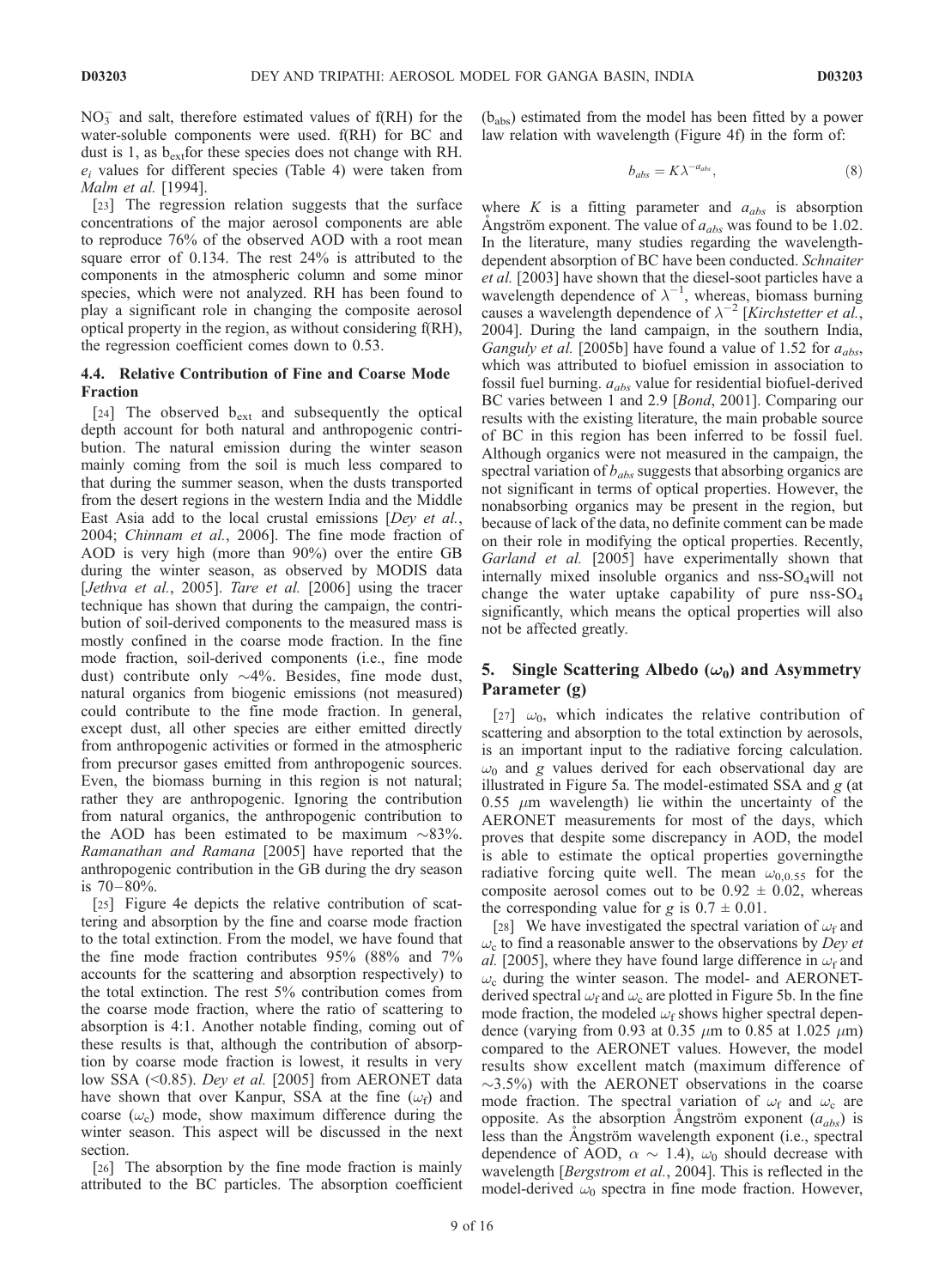$NO_3^-$ and salt, therefore estimated values of f(RH) for the water-soluble components were used. f(RH) for BC and dust is 1, as $b_{ext}$for these species does not change with RH. $e_i$ values for different species (Table 4) were taken from *Malm et al.* [1994].

[23] The regression relation suggests that the surface concentrations of the major aerosol components are able to reproduce 76% of the observed AOD with a root mean square error of 0.134. The rest 24% is attributed to the components in the atmospheric column and some minor species, which were not analyzed. RH has been found to play a significant role in changing the composite aerosol optical property in the region, as without considering f(RH), the regression coefficient comes down to 0.53.

### 4.4. Relative Contribution of Fine and Coarse Mode Fraction

[24] The observed $b_{ext}$ and subsequently the optical depth account for both natural and anthropogenic contribution. The natural emission during the winter season mainly coming from the soil is much less compared to that during the summer season, when the dusts transported from the desert regions in the western India and the Middle East Asia add to the local crustal emissions [*Dey et al.*, 2004; *Chinnam et al.*, 2006]. The fine mode fraction of AOD is very high (more than 90%) over the entire GB during the winter season, as observed by MODIS data [*Jethva et al.*, 2005]. *Tare et al.* [2006] using the tracer technique has shown that during the campaign, the contribution of soil-derived components to the measured mass is mostly confined in the coarse mode fraction. In the fine mode fraction, soil-derived components (i.e., fine mode dust) contribute only ~4%. Besides, fine mode dust, natural organics from biogenic emissions (not measured) could contribute to the fine mode fraction. In general, except dust, all other species are either emitted directly from anthropogenic activities or formed in the atmospheric from precursor gases emitted from anthropogenic sources. Even, the biomass burning in this region is not natural; rather they are anthropogenic. Ignoring the contribution from natural organics, the anthropogenic contribution to the AOD has been estimated to be maximum ~83%. *Ramanathan and Ramana* [2005] have reported that the anthropogenic contribution in the GB during the dry season is 70–80%.

[25] Figure 4e depicts the relative contribution of scattering and absorption by the fine and coarse mode fraction to the total extinction. From the model, we have found that the fine mode fraction contributes 95% (88% and 7% accounts for the scattering and absorption respectively) to the total extinction. The rest 5% contribution comes from the coarse mode fraction, where the ratio of scattering to absorption is 4:1. Another notable finding, coming out of these results is that, although the contribution of absorption by coarse mode fraction is lowest, it results in very low SSA (<0.85). *Dey et al.* [2005] from AERONET data have shown that over Kanpur, SSA at the fine ($\omega_f$) and coarse ($\omega_c$) mode, show maximum difference during the winter season. This aspect will be discussed in the next section.

[26] The absorption by the fine mode fraction is mainly attributed to the BC particles. The absorption coefficient ($b_{abs}$) estimated from the model has been fitted by a power law relation with wavelength (Figure 4f) in the form of:

$$b_{abs} = K\lambda^{-a_{abs}}, \tag{8}$$

where $K$ is a fitting parameter and $a_{abs}$ is absorption Ångström exponent. The value of $a_{abs}$ was found to be 1.02. In the literature, many studies regarding the wavelength-dependent absorption of BC have been conducted. *Schnaiter et al.* [2003] have shown that the diesel-soot particles have a wavelength dependence of $\lambda^{-1}$, whereas, biomass burning causes a wavelength dependence of $\lambda^{-2}$ [*Kirchstetter et al.*, 2004]. During the land campaign, in the southern India, *Ganguly et al.* [2005b] have found a value of 1.52 for $a_{abs}$, which was attributed to biofuel emission in association to fossil fuel burning. $a_{abs}$ value for residential biofuel-derived BC varies between 1 and 2.9 [*Bond*, 2001]. Comparing our results with the existing literature, the main probable source of BC in this region has been inferred to be fossil fuel. Although organics were not measured in the campaign, the spectral variation of $b_{abs}$ suggests that absorbing organics are not significant in terms of optical properties. However, the nonabsorbing organics may be present in the region, but because of lack of the data, no definite comment can be made on their role in modifying the optical properties. Recently, *Garland et al.* [2005] have experimentally shown that internally mixed insoluble organics and nss-$SO_4$will not change the water uptake capability of pure nss-$SO_4$ significantly, which means the optical properties will also not be affected greatly.

## 5. Single Scattering Albedo ($\omega_0$) and Asymmetry Parameter (g)

[27] $\omega_0$, which indicates the relative contribution of scattering and absorption to the total extinction by aerosols, is an important input to the radiative forcing calculation. $\omega_0$ and $g$ values derived for each observational day are illustrated in Figure 5a. The model-estimated SSA and $g$ (at 0.55 $\mu$m wavelength) lie within the uncertainty of the AERONET measurements for most of the days, which proves that despite some discrepancy in AOD, the model is able to estimate the optical properties governingthe radiative forcing quite well. The mean $\omega_{0,0.55}$ for the composite aerosol comes out to be 0.92 ± 0.02, whereas the corresponding value for $g$ is 0.7 ± 0.01.

[28] We have investigated the spectral variation of $\omega_f$ and $\omega_c$ to find a reasonable answer to the observations by *Dey et al.* [2005], where they have found large difference in $\omega_f$ and $\omega_c$ during the winter season. The model- and AERONET-derived spectral $\omega_f$ and $\omega_c$ are plotted in Figure 5b. In the fine mode fraction, the modeled $\omega_f$ shows higher spectral dependence (varying from 0.93 at 0.35 $\mu$m to 0.85 at 1.025 $\mu$m) compared to the AERONET values. However, the model results show excellent match (maximum difference of ~3.5%) with the AERONET observations in the coarse mode fraction. The spectral variation of $\omega_f$ and $\omega_c$ are opposite. As the absorption Ångström exponent ($a_{abs}$) is less than the Ångström wavelength exponent (i.e., spectral dependence of AOD, $\alpha$ ~ 1.4), $\omega_0$ should decrease with wavelength [*Bergstrom et al.*, 2004]. This is reflected in the model-derived $\omega_0$ spectra in fine mode fraction. However,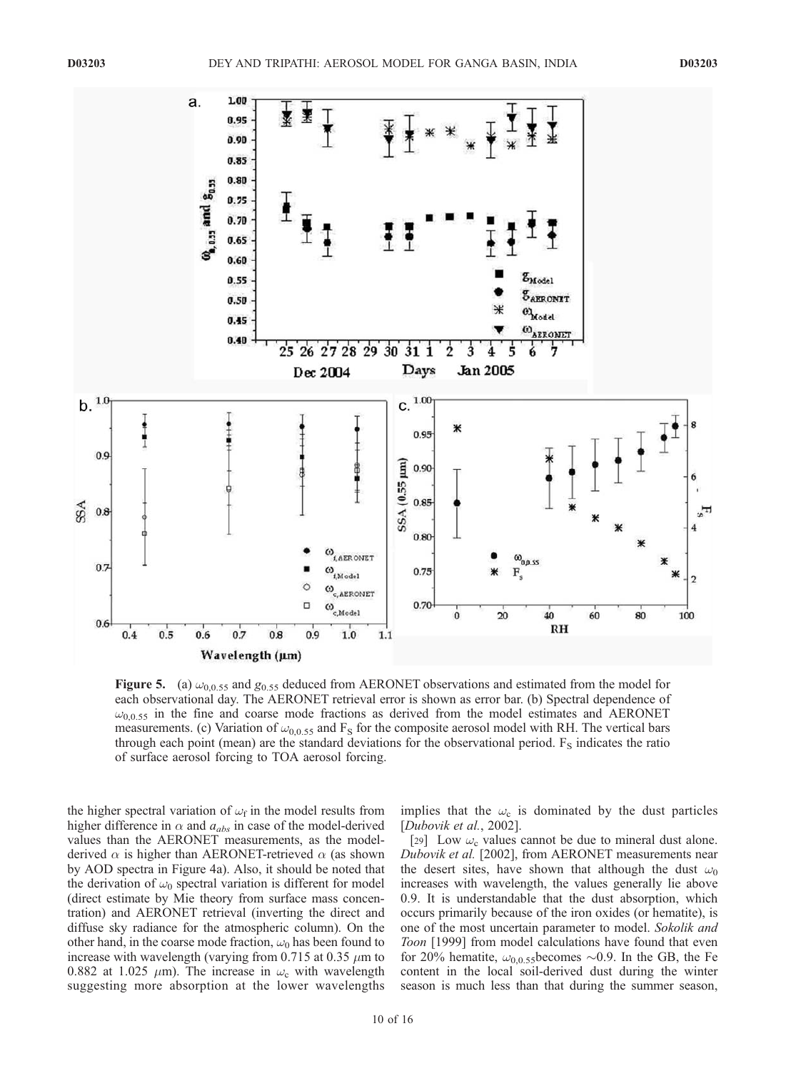**Figure 5.** (a) $\omega_{0,0.55}$ and $g_{0.55}$ deduced from AERONET observations and estimated from the model for each observational day. The AERONET retrieval error is shown as error bar. (b) Spectral dependence of $\omega_{0,0.55}$ in the fine and coarse mode fractions as derived from the model estimates and AERONET measurements. (c) Variation of $\omega_{0,0.55}$ and $F_S$ for the composite aerosol model with RH. The vertical bars through each point (mean) are the standard deviations for the observational period. $F_S$ indicates the ratio of surface aerosol forcing to TOA aerosol forcing.

the higher spectral variation of $\omega_f$ in the model results from higher difference in $\alpha$ and $a_{abs}$ in case of the model-derived values than the AERONET measurements, as the model-derived $\alpha$ is higher than AERONET-retrieved $\alpha$ (as shown by AOD spectra in Figure 4a). Also, it should be noted that the derivation of $\omega_0$ spectral variation is different for model (direct estimate by Mie theory from surface mass concentration) and AERONET retrieval (inverting the direct and diffuse sky radiance for the atmospheric column). On the other hand, in the coarse mode fraction, $\omega_0$ has been found to increase with wavelength (varying from 0.715 at 0.35 $\mu$m to 0.882 at 1.025 $\mu$m). The increase in $\omega_c$ with wavelength suggesting more absorption at the lower wavelengths implies that the $\omega_c$ is dominated by the dust particles [*Dubovik et al.*, 2002].

[29] Low $\omega_c$ values cannot be due to mineral dust alone. *Dubovik et al.* [2002], from AERONET measurements near the desert sites, have shown that although the dust $\omega_0$ increases with wavelength, the values generally lie above 0.9. It is understandable that the dust absorption, which occurs primarily because of the iron oxides (or hematite), is one of the most uncertain parameter to model. *Sokolik and Toon* [1999] from model calculations have found that even for 20% hematite, $\omega_{0,0.55}$becomes ~0.9. In the GB, the Fe content in the local soil-derived dust during the winter season is much less than that during the summer season,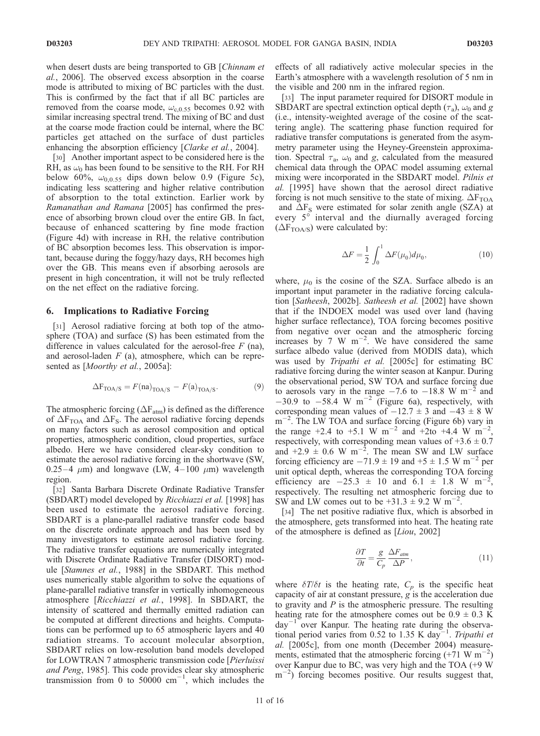when desert dusts are being transported to GB [*Chinnam et al.*, 2006]. The observed excess absorption in the coarse mode is attributed to mixing of BC particles with the dust. This is confirmed by the fact that if all BC particles are removed from the coarse mode, $\omega_{c,0.55}$ becomes 0.92 with similar increasing spectral trend. The mixing of BC and dust at the coarse mode fraction could be internal, where the BC particles get attached on the surface of dust particles enhancing the absorption efficiency [*Clarke et al.*, 2004].

[30] Another important aspect to be considered here is the RH, as $\omega_0$ has been found to be sensitive to the RH. For RH below 60%, $\omega_{0,0.55}$ dips down below 0.9 (Figure 5c), indicating less scattering and higher relative contribution of absorption to the total extinction. Earlier work by *Ramanathan and Ramana* [2005] has confirmed the presence of absorbing brown cloud over the entire GB. In fact, because of enhanced scattering by fine mode fraction (Figure 4d) with increase in RH, the relative contribution of BC absorption becomes less. This observation is important, because during the foggy/hazy days, RH becomes high over the GB. This means even if absorbing aerosols are present in high concentration, it will not be truly reflected on the net effect on the radiative forcing.

## 6. Implications to Radiative Forcing

[31] Aerosol radiative forcing at both top of the atmosphere (TOA) and surface (S) has been estimated from the difference in values calculated for the aerosol-free $F$ (na), and aerosol-laden $F$ (a), atmosphere, which can be represented as [*Moorthy et al.*, 2005a]:

$$\Delta F_{TOA/S} = F(na)_{TOA/S} - F(a)_{TOA/S}. \tag{9}$$

The atmospheric forcing ($\Delta F_{atm}$) is defined as the difference of $\Delta F_{TOA}$ and $\Delta F_S$. The aerosol radiative forcing depends on many factors such as aerosol composition and optical properties, atmospheric condition, cloud properties, surface albedo. Here we have considered clear-sky condition to estimate the aerosol radiative forcing in the shortwave (SW, 0.25–4 $\mu$m) and longwave (LW, 4–100 $\mu$m) wavelength region.

[32] Santa Barbara Discrete Ordinate Radiative Transfer (SBDART) model developed by *Ricchiazzi et al.* [1998] has been used to estimate the aerosol radiative forcing. SBDART is a plane-parallel radiative transfer code based on the discrete ordinate approach and has been used by many investigators to estimate aerosol radiative forcing. The radiative transfer equations are numerically integrated with Discrete Ordinate Radiative Transfer (DISORT) module [*Stamnes et al.*, 1988] in the SBDART. This method uses numerically stable algorithm to solve the equations of plane-parallel radiative transfer in vertically inhomogeneous atmosphere [*Ricchiazzi et al.*, 1998]. In SBDART, the intensity of scattered and thermally emitted radiation can be computed at different directions and heights. Computations can be performed up to 65 atmospheric layers and 40 radiation streams. To account molecular absorption, SBDART relies on low-resolution band models developed for LOWTRAN 7 atmospheric transmission code [*Pierluissi and Peng*, 1985]. This code provides clear sky atmospheric transmission from 0 to 50000 cm$^{-1}$, which includes the effects of all radiatively active molecular species in the Earth's atmosphere with a wavelength resolution of 5 nm in the visible and 200 nm in the infrared region.

[33] The input parameter required for DISORT module in SBDART are spectral extinction optical depth ($\tau_a$), $\omega_0$ and $g$ (i.e., intensity-weighted average of the cosine of the scattering angle). The scattering phase function required for radiative transfer computations is generated from the asymmetry parameter using the Heyney-Greenstein approximation. Spectral $\tau_a$, $\omega_0$ and $g$, calculated from the measured chemical data through the OPAC model assuming external mixing were incorporated in the SBDART model. *Pilnis et al.* [1995] have shown that the aerosol direct radiative forcing is not much sensitive to the state of mixing. $\Delta F_{TOA}$ and $\Delta F_S$ were estimated for solar zenith angle (SZA) at every 5° interval and the diurnally averaged forcing ($\Delta F_{TOA/S}$) were calculated by:

$$\Delta F = \frac{1}{2}\int_0^1 \Delta F(\mu_0) d\mu_0, \tag{10}$$

where, $\mu_0$ is the cosine of the SZA. Surface albedo is an important input parameter in the radiative forcing calculation [*Satheesh*, 2002b]. *Satheesh et al.* [2002] have shown that if the INDOEX model was used over land (having higher surface reflectance), TOA forcing becomes positive from negative over ocean and the atmospheric forcing increases by 7 W m$^{-2}$. We have considered the same surface albedo value (derived from MODIS data), which was used by *Tripathi et al.* [2005c] for estimating BC radiative forcing during the winter season at Kanpur. During the observational period, SW TOA and surface forcing due to aerosols vary in the range $-7.6$ to $-18.8$ W m$^{-2}$ and $-30.9$ to $-58.4$ W m$^{-2}$ (Figure 6a), respectively, with corresponding mean values of $-12.7 \pm 3$ and $-43 \pm 8$ W m$^{-2}$. The LW TOA and surface forcing (Figure 6b) vary in the range +2.4 to +5.1 W m$^{-2}$ and +2to +4.4 W m$^{-2}$, respectively, with corresponding mean values of $+3.6 \pm 0.7$ and $+2.9 \pm 0.6$ W m$^{-2}$. The mean SW and LW surface forcing efficiency are $-71.9 \pm 19$ and $+5 \pm 1.5$ W m$^{-2}$ per unit optical depth, whereas the corresponding TOA forcing efficiency are $-25.3 \pm 10$ and $6.1 \pm 1.8$ W m$^{-2}$, respectively. The resulting net atmospheric forcing due to SW and LW comes out to be $+31.3 \pm 9.2$ W m$^{-2}$.

[34] The net positive radiative flux, which is absorbed in the atmosphere, gets transformed into heat. The heating rate of the atmosphere is defined as [*Liou*, 2002]

$$\frac{\partial T}{\partial t} = \frac{g}{C_p}\frac{\Delta F_{atm}}{\Delta P}, \tag{11}$$

where $\delta T/\delta t$ is the heating rate, $C_p$ is the specific heat capacity of air at constant pressure, $g$ is the acceleration due to gravity and $P$ is the atmospheric pressure. The resulting heating rate for the atmosphere comes out be $0.9 \pm 0.3$ K day$^{-1}$ over Kanpur. The heating rate during the observational period varies from 0.52 to 1.35 K day$^{-1}$. *Tripathi et al.* [2005c], from one month (December 2004) measurements, estimated that the atmospheric forcing (+71 W m$^{-2}$) over Kanpur due to BC, was very high and the TOA (+9 W m$^{-2}$) forcing becomes positive. Our results suggest that,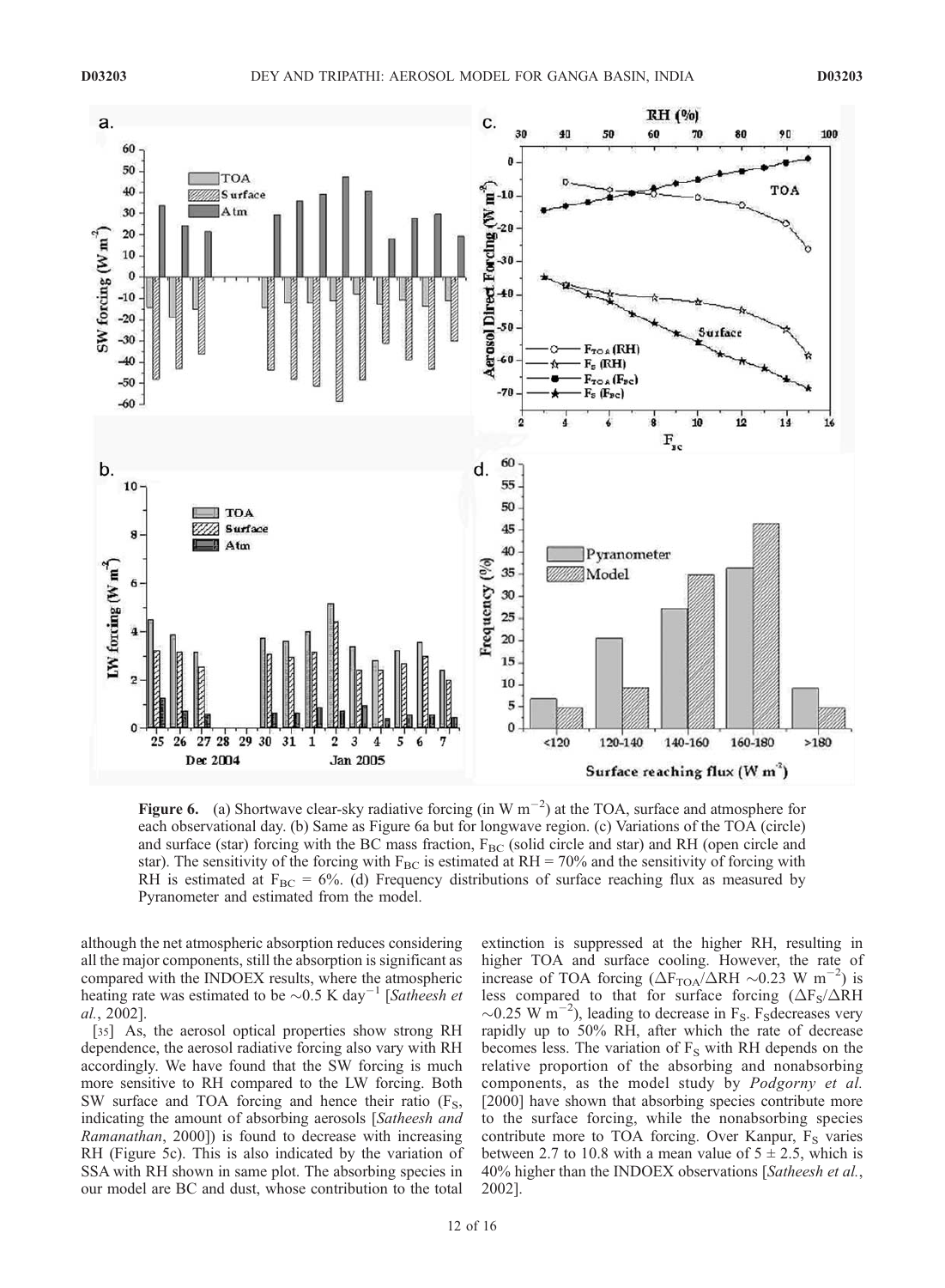**Figure 6.** (a) Shortwave clear-sky radiative forcing (in W $m^{-2}$) at the TOA, surface and atmosphere for each observational day. (b) Same as Figure 6a but for longwave region. (c) Variations of the TOA (circle) and surface (star) forcing with the BC mass fraction, $F_{BC}$ (solid circle and star) and RH (open circle and star). The sensitivity of the forcing with $F_{BC}$ is estimated at RH = 70% and the sensitivity of forcing with RH is estimated at $F_{BC}$ = 6%. (d) Frequency distributions of surface reaching flux as measured by Pyranometer and estimated from the model.

although the net atmospheric absorption reduces considering all the major components, still the absorption is significant as compared with the INDOEX results, where the atmospheric heating rate was estimated to be ~0.5 K $day^{-1}$ [*Satheesh et al.*, 2002].

[35] As, the aerosol optical properties show strong RH dependence, the aerosol radiative forcing also vary with RH accordingly. We have found that the SW forcing is much more sensitive to RH compared to the LW forcing. Both SW surface and TOA forcing and hence their ratio ($F_S$, indicating the amount of absorbing aerosols [*Satheesh and Ramanathan*, 2000]) is found to decrease with increasing RH (Figure 5c). This is also indicated by the variation of SSA with RH shown in same plot. The absorbing species in our model are BC and dust, whose contribution to the total extinction is suppressed at the higher RH, resulting in higher TOA and surface cooling. However, the rate of increase of TOA forcing ($\Delta F_{TOA}/\Delta RH$ ~0.23 W $m^{-2}$) is less compared to that for surface forcing ($\Delta F_S/\Delta RH$ ~0.25 W $m^{-2}$), leading to decrease in $F_S$. $F_S$ decreases very rapidly up to 50% RH, after which the rate of decrease becomes less. The variation of $F_S$ with RH depends on the relative proportion of the absorbing and nonabsorbing components, as the model study by *Podgorny et al.* [2000] have shown that absorbing species contribute more to the surface forcing, while the nonabsorbing species contribute more to TOA forcing. Over Kanpur, $F_S$ varies between 2.7 to 10.8 with a mean value of $5 \pm 2.5$, which is 40% higher than the INDOEX observations [*Satheesh et al.*, 2002].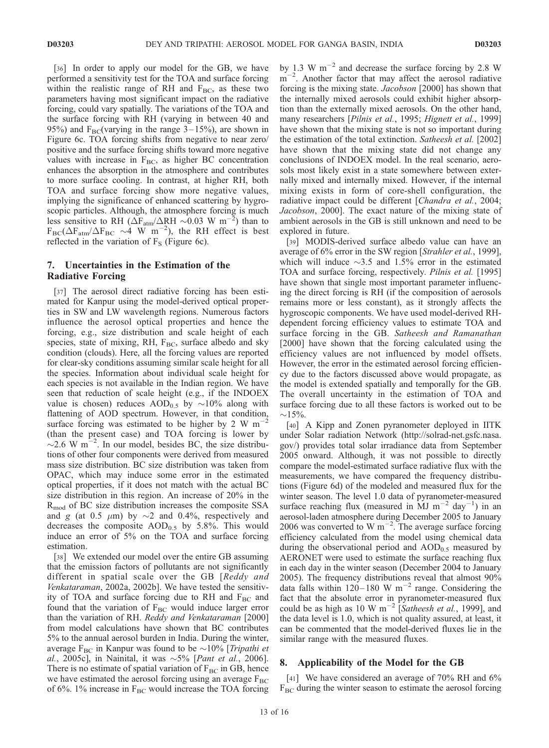[36] In order to apply our model for the GB, we have performed a sensitivity test for the TOA and surface forcing within the realistic range of RH and $F_{BC}$, as these two parameters having most significant impact on the radiative forcing, could vary spatially. The variations of the TOA and the surface forcing with RH (varying in between 40 and 95%) and $F_{BC}$(varying in the range 3–15%), are shown in Figure 6c. TOA forcing shifts from negative to near zero/positive and the surface forcing shifts toward more negative values with increase in $F_{BC}$, as higher BC concentration enhances the absorption in the atmosphere and contributes to more surface cooling. In contrast, at higher RH, both TOA and surface forcing show more negative values, implying the significance of enhanced scattering by hygroscopic particles. Although, the atmosphere forcing is much less sensitive to RH ($\Delta F_{atm}/\Delta RH \sim 0.03$ W $m^{-2}$) than to $F_{BC}(\Delta F_{atm}/\Delta F_{BC} \sim 4$ W $m^{-2}$), the RH effect is best reflected in the variation of $F_S$ (Figure 6c).

## 7. Uncertainties in the Estimation of the Radiative Forcing

[37] The aerosol direct radiative forcing has been estimated for Kanpur using the model-derived optical properties in SW and LW wavelength regions. Numerous factors influence the aerosol optical properties and hence the forcing, e.g., size distribution and scale height of each species, state of mixing, RH, $F_{BC}$, surface albedo and sky condition (clouds). Here, all the forcing values are reported for clear-sky conditions assuming similar scale height for all the species. Information about individual scale height for each species is not available in the Indian region. We have seen that reduction of scale height (e.g., if the INDOEX value is chosen) reduces $AOD_{0.5}$ by ~10% along with flattening of AOD spectrum. However, in that condition, surface forcing was estimated to be higher by 2 W $m^{-2}$ (than the present case) and TOA forcing is lower by ~2.6 W $m^{-2}$. In our model, besides BC, the size distributions of other four components were derived from measured mass size distribution. BC size distribution was taken from OPAC, which may induce some error in the estimated optical properties, if it does not match with the actual BC size distribution in this region. An increase of 20% in the $R_{mod}$ of BC size distribution increases the composite SSA and $g$ (at 0.5 $\mu$m) by ~2 and 0.4%, respectively and decreases the composite $AOD_{0.5}$ by 5.8%. This would induce an error of 5% on the TOA and surface forcing estimation.

[38] We extended our model over the entire GB assuming that the emission factors of pollutants are not significantly different in spatial scale over the GB [*Reddy and Venkataraman*, 2002a, 2002b]. We have tested the sensitivity of TOA and surface forcing due to RH and $F_{BC}$ and found that the variation of $F_{BC}$ would induce larger error than the variation of RH. *Reddy and Venkataraman* [2000] from model calculations have shown that BC contributes 5% to the annual aerosol burden in India. During the winter, average $F_{BC}$ in Kanpur was found to be ~10% [*Tripathi et al.*, 2005c], in Nainital, it was ~5% [*Pant et al.*, 2006]. There is no estimate of spatial variation of $F_{BC}$ in GB, hence we have estimated the aerosol forcing using an average $F_{BC}$ of 6%. 1% increase in $F_{BC}$ would increase the TOA forcing by 1.3 W $m^{-2}$ and decrease the surface forcing by 2.8 W $m^{-2}$. Another factor that may affect the aerosol radiative forcing is the mixing state. *Jacobson* [2000] has shown that the internally mixed aerosols could exhibit higher absorption than the externally mixed aerosols. On the other hand, many researchers [*Pilnis et al.*, 1995; *Hignett et al.*, 1999] have shown that the mixing state is not so important during the estimation of the total extinction. *Satheesh et al.* [2002] have shown that the mixing state did not change any conclusions of INDOEX model. In the real scenario, aerosols most likely exist in a state somewhere between externally mixed and internally mixed. However, if the internal mixing exists in form of core-shell configuration, the radiative impact could be different [*Chandra et al.*, 2004; *Jacobson*, 2000]. The exact nature of the mixing state of ambient aerosols in the GB is still unknown and need to be explored in future.

[39] MODIS-derived surface albedo value can have an average of 6% error in the SW region [*Strahler et al.*, 1999], which will induce ~3.5 and 1.5% error in the estimated TOA and surface forcing, respectively. *Pilnis et al.* [1995] have shown that single most important parameter influencing the direct forcing is RH (if the composition of aerosols remains more or less constant), as it strongly affects the hygroscopic components. We have used model-derived RH-dependent forcing efficiency values to estimate TOA and surface forcing in the GB. *Satheesh and Ramanathan* [2000] have shown that the forcing calculated using the efficiency values are not influenced by model offsets. However, the error in the estimated aerosol forcing efficiency due to the factors discussed above would propagate, as the model is extended spatially and temporally for the GB. The overall uncertainty in the estimation of TOA and surface forcing due to all these factors is worked out to be ~15%.

[40] A Kipp and Zonen pyranometer deployed in IITK under Solar radiation Network (http://solrad-net.gsfc.nasa.gov/) provides total solar irradiance data from September 2005 onward. Although, it was not possible to directly compare the model-estimated surface radiative flux with the measurements, we have compared the frequency distributions (Figure 6d) of the modeled and measured flux for the winter season. The level 1.0 data of pyranometer-measured surface reaching flux (measured in MJ $m^{-2}$ $day^{-1}$) in an aerosol-laden atmosphere during December 2005 to January 2006 was converted to W $m^{-2}$. The average surface forcing efficiency calculated from the model using chemical data during the observational period and $AOD_{0.5}$ measured by AERONET were used to estimate the surface reaching flux in each day in the winter season (December 2004 to January 2005). The frequency distributions reveal that almost 90% data falls within 120–180 W $m^{-2}$ range. Considering the fact that the absolute error in pyranometer-measured flux could be as high as 10 W $m^{-2}$ [*Satheesh et al.*, 1999], and the data level is 1.0, which is not quality assured, at least, it can be commented that the model-derived fluxes lie in the similar range with the measured fluxes.

## 8. Applicability of the Model for the GB

[41] We have considered an average of 70% RH and 6% $F_{BC}$ during the winter season to estimate the aerosol forcing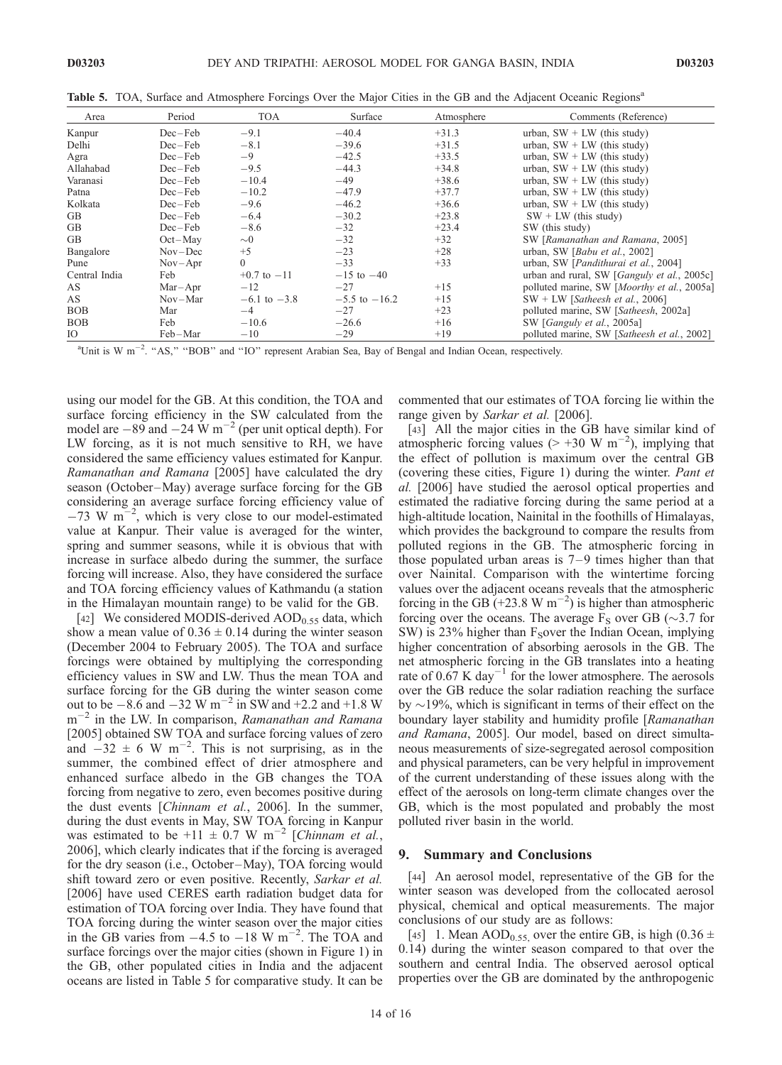**Table 5.** TOA, Surface and Atmosphere Forcings Over the Major Cities in the GB and the Adjacent Oceanic Regions[a]

| Area | Period | TOA | Surface | Atmosphere | Comments (Reference) |
|---|---|---|---|---|---|
| Kanpur | Dec–Feb | −9.1 | −40.4 | +31.3 | urban, SW + LW (this study) |
| Delhi | Dec–Feb | −8.1 | −39.6 | +31.5 | urban, SW + LW (this study) |
| Agra | Dec–Feb | −9 | −42.5 | +33.5 | urban, SW + LW (this study) |
| Allahabad | Dec–Feb | −9.5 | −44.3 | +34.8 | urban, SW + LW (this study) |
| Varanasi | Dec–Feb | −10.4 | −49 | +38.6 | urban, SW + LW (this study) |
| Patna | Dec–Feb | −10.2 | −47.9 | +37.7 | urban, SW + LW (this study) |
| Kolkata | Dec–Feb | −9.6 | −46.2 | +36.6 | urban, SW + LW (this study) |
| GB | Dec–Feb | −6.4 | −30.2 | +23.8 | SW + LW (this study) |
| GB | Dec–Feb | −8.6 | −32 | +23.4 | SW (this study) |
| GB | Oct–May | ∼0 | −32 | +32 | SW [*Ramanathan and Ramana*, 2005] |
| Bangalore | Nov–Dec | +5 | −23 | +28 | urban, SW [*Babu et al.*, 2002] |
| Pune | Nov–Apr | 0 | −33 | +33 | urban, SW [*Pandithurai et al.*, 2004] |
| Central India | Feb | +0.7 to −11 | −15 to −40 | | urban and rural, SW [*Ganguly et al.*, 2005c] |
| AS | Mar–Apr | −12 | −27 | +15 | polluted marine, SW [*Moorthy et al.*, 2005a] |
| AS | Nov–Mar | −6.1 to −3.8 | −5.5 to −16.2 | +15 | SW + LW [*Satheesh et al.*, 2006] |
| BOB | Mar | −4 | −27 | +23 | polluted marine, SW [*Satheesh*, 2002a] |
| BOB | Feb | −10.6 | −26.6 | +16 | SW [*Ganguly et al.*, 2005a] |
| IO | Feb–Mar | −10 | −29 | +19 | polluted marine, SW [*Satheesh et al.*, 2002] |

[a]Unit is W $m^{-2}$. "AS," "BOB" and "IO" represent Arabian Sea, Bay of Bengal and Indian Ocean, respectively.

using our model for the GB. At this condition, the TOA and surface forcing efficiency in the SW calculated from the model are −89 and −24 W $m^{-2}$ (per unit optical depth). For LW forcing, as it is not much sensitive to RH, we have considered the same efficiency values estimated for Kanpur. *Ramanathan and Ramana* [2005] have calculated the dry season (October–May) average surface forcing for the GB considering an average surface forcing efficiency value of −73 W $m^{-2}$, which is very close to our model-estimated value at Kanpur. Their value is averaged for the winter, spring and summer seasons, while it is obvious that with increase in surface albedo during the summer, the surface forcing will increase. Also, they have considered the surface and TOA forcing efficiency values of Kathmandu (a station in the Himalayan mountain range) to be valid for the GB.

[42] We considered MODIS-derived $AOD_{0.55}$ data, which show a mean value of 0.36 ± 0.14 during the winter season (December 2004 to February 2005). The TOA and surface forcings were obtained by multiplying the corresponding efficiency values in SW and LW. Thus the mean TOA and surface forcing for the GB during the winter season come out to be −8.6 and −32 W $m^{-2}$ in SW and +2.2 and +1.8 W $m^{-2}$ in the LW. In comparison, *Ramanathan and Ramana* [2005] obtained SW TOA and surface forcing values of zero and −32 ± 6 W $m^{-2}$. This is not surprising, as in the summer, the combined effect of drier atmosphere and enhanced surface albedo in the GB changes the TOA forcing from negative to zero, even becomes positive during the dust events [*Chinnam et al.*, 2006]. In the summer, during the dust events in May, SW TOA forcing in Kanpur was estimated to be +11 ± 0.7 W $m^{-2}$ [*Chinnam et al.*, 2006], which clearly indicates that if the forcing is averaged for the dry season (i.e., October–May), TOA forcing would shift toward zero or even positive. Recently, *Sarkar et al.* [2006] have used CERES earth radiation budget data for estimation of TOA forcing over India. They have found that TOA forcing during the winter season over the major cities in the GB varies from −4.5 to −18 W $m^{-2}$. The TOA and surface forcings over the major cities (shown in Figure 1) in the GB, other populated cities in India and the adjacent oceans are listed in Table 5 for comparative study. It can be commented that our estimates of TOA forcing lie within the range given by *Sarkar et al.* [2006].

[43] All the major cities in the GB have similar kind of atmospheric forcing values (> +30 W $m^{-2}$), implying that the effect of pollution is maximum over the central GB (covering these cities, Figure 1) during the winter. *Pant et al.* [2006] have studied the aerosol optical properties and estimated the radiative forcing during the same period at a high-altitude location, Nainital in the foothills of Himalayas, which provides the background to compare the results from polluted regions in the GB. The atmospheric forcing in those populated urban areas is 7–9 times higher than that over Nainital. Comparison with the wintertime forcing values over the adjacent oceans reveals that the atmospheric forcing in the GB (+23.8 W $m^{-2}$) is higher than atmospheric forcing over the oceans. The average $F_S$ over GB (∼3.7 for SW) is 23% higher than $F_S$over the Indian Ocean, implying higher concentration of absorbing aerosols in the GB. The net atmospheric forcing in the GB translates into a heating rate of 0.67 K $day^{-1}$ for the lower atmosphere. The aerosols over the GB reduce the solar radiation reaching the surface by ∼19%, which is significant in terms of their effect on the boundary layer stability and humidity profile [*Ramanathan and Ramana*, 2005]. Our model, based on direct simultaneous measurements of size-segregated aerosol composition and physical parameters, can be very helpful in improvement of the current understanding of these issues along with the effect of the aerosols on long-term climate changes over the GB, which is the most populated and probably the most polluted river basin in the world.

## 9. Summary and Conclusions

[44] An aerosol model, representative of the GB for the winter season was developed from the collocated aerosol physical, chemical and optical measurements. The major conclusions of our study are as follows:

[45] 1. Mean $AOD_{0.55,}$ over the entire GB, is high (0.36 ± 0.14) during the winter season compared to that over the southern and central India. The observed aerosol optical properties over the GB are dominated by the anthropogenic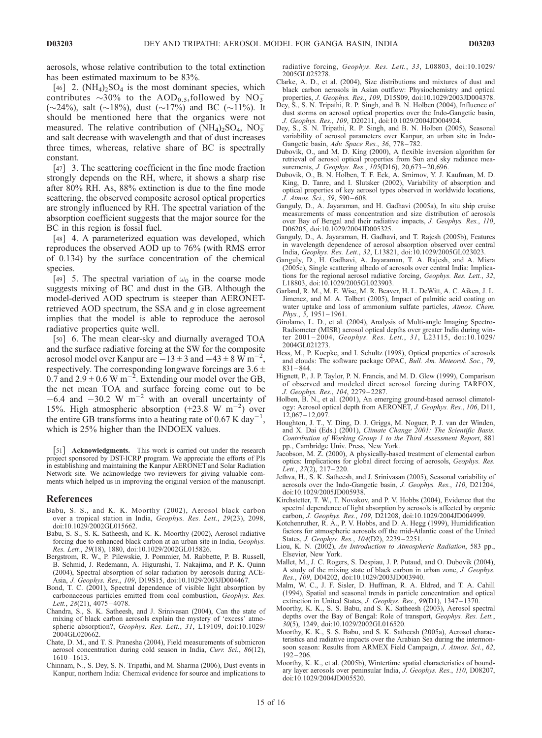aerosols, whose relative contribution to the total extinction has been estimated maximum to be 83%.

[46] 2. $(NH_4)_2SO_4$ is the most dominant species, which contributes ~30% to the $AOD_{0.5}$, followed by $NO_3^-$ (~24%), salt (~18%), dust (~17%) and BC (~11%). It should be mentioned here that the organics were not measured. The relative contribution of $(NH_4)_2SO_4$, $NO_3^-$ and salt decrease with wavelength and that of dust increases three times, whereas, relative share of BC is spectrally constant.

[47] 3. The scattering coefficient in the fine mode fraction strongly depends on the RH, where, it shows a sharp rise after 80% RH. As, 88% extinction is due to the fine mode scattering, the observed composite aerosol optical properties are strongly influenced by RH. The spectral variation of the absorption coefficient suggests that the major source for the BC in this region is fossil fuel.

[48] 4. A parameterized equation was developed, which reproduces the observed AOD up to 76% (with RMS error of 0.134) by the surface concentration of the chemical species.

[49] 5. The spectral variation of $\omega_0$ in the coarse mode suggests mixing of BC and dust in the GB. Although the model-derived AOD spectrum is steeper than AERONET-retrieved AOD spectrum, the SSA and $g$ in close agreement implies that the model is able to reproduce the aerosol radiative properties quite well.

[50] 6. The mean clear-sky and diurnally averaged TOA and the surface radiative forcing at the SW for the composite aerosol model over Kanpur are $-13 \pm 3$ and $-43 \pm 8$ W m$^{-2}$, respectively. The corresponding longwave forcings are $3.6 \pm 0.7$ and $2.9 \pm 0.6$ W m$^{-2}$. Extending our model over the GB, the net mean TOA and surface forcing come out to be $-6.4$ and $-30.2$ W m$^{-2}$ with an overall uncertainty of 15%. High atmospheric absorption (+23.8 W m$^{-2}$) over the entire GB transforms into a heating rate of 0.67 K day$^{-1}$, which is 25% higher than the INDOEX values.

[51] **Acknowledgments.** This work is carried out under the research project sponsored by DST-ICRP program. We appreciate the efforts of PIs in establishing and maintaining the Kanpur AERONET and Solar Radiation Network site. We acknowledge two reviewers for giving valuable comments which helped us in improving the original version of the manuscript.

## References

Babu, S. S., and K. K. Moorthy (2002), Aerosol black carbon over a tropical station in India, *Geophys. Res. Lett.*, *29*(23), 2098, doi:10.1029/2002GL015662.

Babu, S. S., S. K. Satheesh, and K. K. Moorthy (2002), Aerosol radiative forcing due to enhanced black carbon at an urban site in India, *Geophys. Res. Lett.*, *29*(18), 1880, doi:10.1029/2002GL015826.

Bergstrom, R. W., P. Pilewskie, J. Pommier, M. Rabbette, P. B. Russell, B. Schmid, J. Redemann, A. Higurashi, T. Nakajima, and P. K. Quinn (2004), Spectral absorption of solar radiation by aerosols during ACE-Asia, *J. Geophys. Res.*, *109*, D19S15, doi:10.1029/2003JD004467.

Bond, T. C. (2001), Spectral dependence of visible light absorption by carbonaceous particles emitted from coal combustion, *Geophys. Res. Lett.*, *28*(21), 4075–4078.

Chandra, S., S. K. Satheesh, and J. Srinivasan (2004), Can the state of mixing of black carbon aerosols explain the mystery of 'excess' atmospheric absorption?, *Geophys. Res. Lett.*, *31*, L19109, doi:10.1029/2004GL020662.

Chate, D. M., and T. S. Pranesha (2004), Field measurements of submicron aerosol concentration during cold season in India, *Curr. Sci.*, *86*(12), 1610–1613.

Chinnam, N., S. Dey, S. N. Tripathi, and M. Sharma (2006), Dust events in Kanpur, northern India: Chemical evidence for source and implications to radiative forcing, *Geophys. Res. Lett.*, *33*, L08803, doi:10.1029/2005GL025278.

Clarke, A. D., et al. (2004), Size distributions and mixtures of dust and black carbon aerosols in Asian outflow: Physiochemistry and optical properties, *J. Geophys. Res.*, *109*, D15S09, doi:10.1029/2003JD004378.

Dey, S., S. N. Tripathi, R. P. Singh, and B. N. Holben (2004), Influence of dust storms on aerosol optical properties over the Indo-Gangetic basin, *J. Geophys. Res.*, *109*, D20211, doi:10.1029/2004JD004924.

Dey, S., S. N. Tripathi, R. P. Singh, and B. N. Holben (2005), Seasonal variability of aerosol parameters over Kanpur, an urban site in Indo-Gangetic basin, *Adv. Space Res.*, *36*, 778–782.

Dubovik, O., and M. D. King (2000), A flexible inversion algorithm for retrieval of aerosol optical properties from Sun and sky radiance measurements, *J. Geophys. Res.*, *105*(D16), 20,673–20,696.

Dubovik, O., B. N. Holben, T. F. Eck, A. Smirnov, Y. J. Kaufman, M. D. King, D. Tanre, and I. Slutsker (2002), Variability of absorption and optical properties of key aerosol types observed in worldwide locations, *J. Atmos. Sci.*, *59*, 590–608.

Ganguly, D., A. Jayaraman, and H. Gadhavi (2005a), In situ ship cruise measurements of mass concentration and size distribution of aerosols over Bay of Bengal and their radiative impacts, *J. Geophys. Res.*, *110*, D06205, doi:10.1029/2004JD005325.

Ganguly, D., A. Jayaraman, H. Gadhavi, and T. Rajesh (2005b), Features in wavelength dependence of aerosol absorption observed over central India, *Geophys. Res. Lett.*, *32*, L13821, doi:10.1029/2005GL023023.

Ganguly, D., H. Gadhavi, A. Jayaraman, T. A. Rajesh, and A. Misra (2005c), Single scattering albedo of aerosols over central India: Implications for the regional aerosol radiative forcing, *Geophys. Res. Lett.*, *32*, L18803, doi:10.1029/2005GL023903.

Garland, R. M., M. E. Wise, M. R. Beaver, H. L. DeWitt, A. C. Aiken, J. L. Jimenez, and M. A. Tolbert (2005), Impact of palmitic acid coating on water uptake and loss of ammonium sulfate particles, *Atmos. Chem. Phys.*, *5*, 1951–1961.

Girolamo, L. D., et al. (2004), Analysis of Multi-angle Imaging Spectro-Radiometer (MISR) aerosol optical depths over greater India during winter 2001–2004, *Geophys. Res. Lett.*, *31*, L23115, doi:10.1029/2004GL021273.

Hess, M., P. Koepke, and I. Schultz (1998), Optical properties of aerosols and clouds: The software package OPAC, *Bull. Am. Meteorol. Soc.*, *79*, 831–844.

Hignett, P., J. P. Taylor, P. N. Francis, and M. D. Glew (1999), Comparison of observed and modeled direct aerosol forcing during TARFOX, *J. Geophys. Res.*, *104*, 2279–2287.

Holben, B. N., et al. (2001), An emerging ground-based aerosol climatology: Aerosol optical depth from AERONET, *J. Geophys. Res.*, *106*, D11, 12,067–12,097.

Houghton, J. T., Y. Ding, D. J. Griggs, M. Noguer, P. J. van der Winden, and X. Dai (Eds.) (2001), *Climate Change 2001: The Scientific Basis. Contribution of Working Group 1 to the Third Assessment Report*, 881 pp., Cambridge Univ. Press, New York.

Jacobson, M. Z. (2000), A physically-based treatment of elemental carbon optics: Implications for global direct forcing of aerosols, *Geophys. Res. Lett.*, *27*(2), 217–220.

Jethva, H., S. K. Satheesh, and J. Srinivasan (2005), Seasonal variability of aerosols over the Indo-Gangetic basin, *J. Geophys. Res.*, *110*, D21204, doi:10.1029/2005JD005938.

Kirchstetter, T. W., T. Novakov, and P. V. Hobbs (2004), Evidence that the spectral dependence of light absorption by aerosols is affected by organic carbon, *J. Geophys. Res.*, *109*, D21208, doi:10.1029/2004JD004999.

Kotchenruther, R. A., P. V. Hobbs, and D. A. Hegg (1999), Humidification factors for atmospheric aerosols off the mid-Atlantic coast of the United States, *J. Geophys. Res.*, *104*(D2), 2239–2251.

Liou, K. N. (2002), *An Introduction to Atmospheric Radiation*, 583 pp., Elsevier, New York.

Mallet, M., J. C. Rogers, S. Despiau, J. P. Putaud, and O. Dubovik (2004), A study of the mixing state of black carbon in urban zone, *J. Geophys. Res.*, *109*, D04202, doi:10.1029/2003JD003940.

Malm, W. C., J. F. Sisler, D. Huffman, R. A. Eldred, and T. A. Cahill (1994), Spatial and seasonal trends in particle concentration and optical extinction in United States, *J. Geophys. Res.*, *99*(D1), 1347–1370.

Moorthy, K. K., S. S. Babu, and S. K. Satheesh (2003), Aerosol spectral depths over the Bay of Bengal: Role of transport, *Geophys. Res. Lett.*, *30*(5), 1249, doi:10.1029/2002GL016520.

Moorthy, K. K., S. S. Babu, and S. K. Satheesh (2005a), Aerosol characteristics and radiative impacts over the Arabian Sea during the intermonsoon season: Results from ARMEX Field Campaign, *J. Atmos. Sci.*, *62*, 192–206.

Moorthy, K. K., et al. (2005b), Wintertime spatial characteristics of boundary layer aerosols over peninsular India, *J. Geophys. Res.*, *110*, D08207, doi:10.1029/2004JD005520.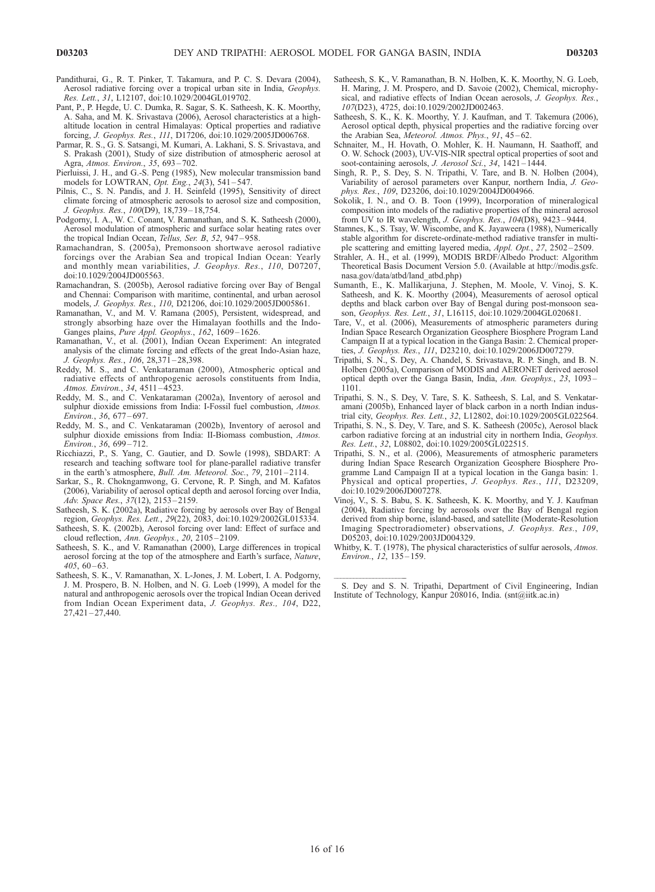Pandithurai, G., R. T. Pinker, T. Takamura, and P. C. S. Devara (2004), Aerosol radiative forcing over a tropical urban site in India, *Geophys. Res. Lett.*, *31*, L12107, doi:10.1029/2004GL019702.

Pant, P., P. Hegde, U. C. Dumka, R. Sagar, S. K. Satheesh, K. K. Moorthy, A. Saha, and M. K. Srivastava (2006), Aerosol characteristics at a high-altitude location in central Himalayas: Optical properties and radiative forcing, *J. Geophys. Res.*, *111*, D17206, doi:10.1029/2005JD006768.

Parmar, R. S., G. S. Satsangi, M. Kumari, A. Lakhani, S. S. Srivastava, and S. Prakash (2001), Study of size distribution of atmospheric aerosol at Agra, *Atmos. Environ.*, *35*, 693–702.

Pierluissi, J. H., and G.-S. Peng (1985), New molecular transmission band models for LOWTRAN, *Opt. Eng.*, *24*(3), 541–547.

Pilnis, C., S. N. Pandis, and J. H. Seinfeld (1995), Sensitivity of direct climate forcing of atmospheric aerosols to aerosol size and composition, *J. Geophys. Res.*, *100*(D9), 18,739–18,754.

Podgorny, I. A., W. C. Conant, V. Ramanathan, and S. K. Satheesh (2000), Aerosol modulation of atmospheric and surface solar heating rates over the tropical Indian Ocean, *Tellus, Ser. B*, *52*, 947–958.

Ramachandran, S. (2005a), Premonsoon shortwave aerosol radiative forcings over the Arabian Sea and tropical Indian Ocean: Yearly and monthly mean variabilities, *J. Geophys. Res.*, *110*, D07207, doi:10.1029/2004JD005563.

Ramachandran, S. (2005b), Aerosol radiative forcing over Bay of Bengal and Chennai: Comparison with maritime, continental, and urban aerosol models, *J. Geophys. Res.*, *110*, D21206, doi:10.1029/2005JD005861.

Ramanathan, V., and M. V. Ramana (2005), Persistent, widespread, and strongly absorbing haze over the Himalayan foothills and the Indo-Ganges plains, *Pure Appl. Geophys.*, *162*, 1609–1626.

Ramanathan, V., et al. (2001), Indian Ocean Experiment: An integrated analysis of the climate forcing and effects of the great Indo-Asian haze, *J. Geophys. Res.*, *106*, 28,371–28,398.

Reddy, M. S., and C. Venkataraman (2000), Atmospheric optical and radiative effects of anthropogenic aerosols constituents from India, *Atmos. Environ.*, *34*, 4511–4523.

Reddy, M. S., and C. Venkataraman (2002a), Inventory of aerosol and sulphur dioxide emissions from India: I-Fossil fuel combustion, *Atmos. Environ.*, *36*, 677–697.

Reddy, M. S., and C. Venkataraman (2002b), Inventory of aerosol and sulphur dioxide emissions from India: II-Biomass combustion, *Atmos. Environ.*, *36*, 699–712.

Ricchiazzi, P., S. Yang, C. Gautier, and D. Sowle (1998), SBDART: A research and teaching software tool for plane-parallel radiative transfer in the earth's atmosphere, *Bull. Am. Meteorol. Soc.*, *79*, 2101–2114.

Sarkar, S., R. Chokngamwong, G. Cervone, R. P. Singh, and M. Kafatos (2006), Variability of aerosol optical depth and aerosol forcing over India, *Adv. Space Res.*, *37*(12), 2153–2159.

Satheesh, S. K. (2002a), Radiative forcing by aerosols over Bay of Bengal region, *Geophys. Res. Lett.*, *29*(22), 2083, doi:10.1029/2002GL015334.

Satheesh, S. K. (2002b), Aerosol forcing over land: Effect of surface and cloud reflection, *Ann. Geophys.*, *20*, 2105–2109.

Satheesh, S. K., and V. Ramanathan (2000), Large differences in tropical aerosol forcing at the top of the atmosphere and Earth's surface, *Nature*, *405*, 60–63.

Satheesh, S. K., V. Ramanathan, X. L-Jones, J. M. Lobert, I. A. Podgorny, J. M. Prospero, B. N. Holben, and N. G. Loeb (1999), A model for the natural and anthropogenic aerosols over the tropical Indian Ocean derived from Indian Ocean Experiment data, *J. Geophys. Res., 104*, D22, 27,421–27,440.

Satheesh, S. K., V. Ramanathan, B. N. Holben, K. K. Moorthy, N. G. Loeb, H. Maring, J. M. Prospero, and D. Savoie (2002), Chemical, microphysical, and radiative effects of Indian Ocean aerosols, *J. Geophys. Res.*, *107*(D23), 4725, doi:10.1029/2002JD002463.

Satheesh, S. K., K. K. Moorthy, Y. J. Kaufman, and T. Takemura (2006), Aerosol optical depth, physical properties and the radiative forcing over the Arabian Sea, *Meteorol. Atmos. Phys.*, *91*, 45–62.

Schnaiter, M., H. Hovath, O. Mohler, K. H. Naumann, H. Saathoff, and O. W. Schock (2003), UV-VIS-NIR spectral optical properties of soot and soot-containing aerosols, *J. Aerosol Sci.*, *34*, 1421–1444.

Singh, R. P., S. Dey, S. N. Tripathi, V. Tare, and B. N. Holben (2004), Variability of aerosol parameters over Kanpur, northern India, *J. Geophys. Res.*, *109*, D23206, doi:10.1029/2004JD004966.

Sokolik, I. N., and O. B. Toon (1999), Incorporation of mineralogical composition into models of the radiative properties of the mineral aerosol from UV to IR wavelength, *J. Geophys. Res.*, *104*(D8), 9423–9444.

Stamnes, K., S. Tsay, W. Wiscombe, and K. Jayaweera (1988), Numerically stable algorithm for discrete-ordinate-method radiative transfer in multiple scattering and emitting layered media, *Appl. Opt.*, *27*, 2502–2509.

Strahler, A. H., et al. (1999), MODIS BRDF/Albedo Product: Algorithm Theoretical Basis Document Version 5.0. (Available at http://modis.gsfc.nasa.gov/data/atbd/land_atbd.php)

Sumanth, E., K. Mallikarjuna, J. Stephen, M. Moole, V. Vinoj, S. K. Satheesh, and K. K. Moorthy (2004), Measurements of aerosol optical depths and black carbon over Bay of Bengal during post-monsoon season, *Geophys. Res. Lett.*, *31*, L16115, doi:10.1029/2004GL020681.

Tare, V., et al. (2006), Measurements of atmospheric parameters during Indian Space Research Organization Geosphere Biosphere Program Land Campaign II at a typical location in the Ganga Basin: 2. Chemical properties, *J. Geophys. Res.*, *111*, D23210, doi:10.1029/2006JD007279.

Tripathi, S. N., S. Dey, A. Chandel, S. Srivastava, R. P. Singh, and B. N. Holben (2005a), Comparison of MODIS and AERONET derived aerosol optical depth over the Ganga Basin, India, *Ann. Geophys.*, *23*, 1093–1101.

Tripathi, S. N., S. Dey, V. Tare, S. K. Satheesh, S. Lal, and S. Venkataramani (2005b), Enhanced layer of black carbon in a north Indian industrial city, *Geophys. Res. Lett.*, *32*, L12802, doi:10.1029/2005GL022564.

Tripathi, S. N., S. Dey, V. Tare, and S. K. Satheesh (2005c), Aerosol black carbon radiative forcing at an industrial city in northern India, *Geophys. Res. Lett.*, *32*, L08802, doi:10.1029/2005GL022515.

Tripathi, S. N., et al. (2006), Measurements of atmospheric parameters during Indian Space Research Organization Geosphere Biosphere Programme Land Campaign II at a typical location in the Ganga basin: 1. Physical and optical properties, *J. Geophys. Res.*, *111*, D23209, doi:10.1029/2006JD007278.

Vinoj, V., S. S. Babu, S. K. Satheesh, K. K. Moorthy, and Y. J. Kaufman (2004), Radiative forcing by aerosols over the Bay of Bengal region derived from ship borne, island-based, and satellite (Moderate-Resolution Imaging Spectroradiometer) observations, *J. Geophys. Res.*, *109*, D05203, doi:10.1029/2003JD004329.

Whitby, K. T. (1978), The physical characteristics of sulfur aerosols, *Atmos. Environ.*, *12*, 135–159.

---

S. Dey and S. N. Tripathi, Department of Civil Engineering, Indian Institute of Technology, Kanpur 208016, India. (snt@iitk.ac.in)